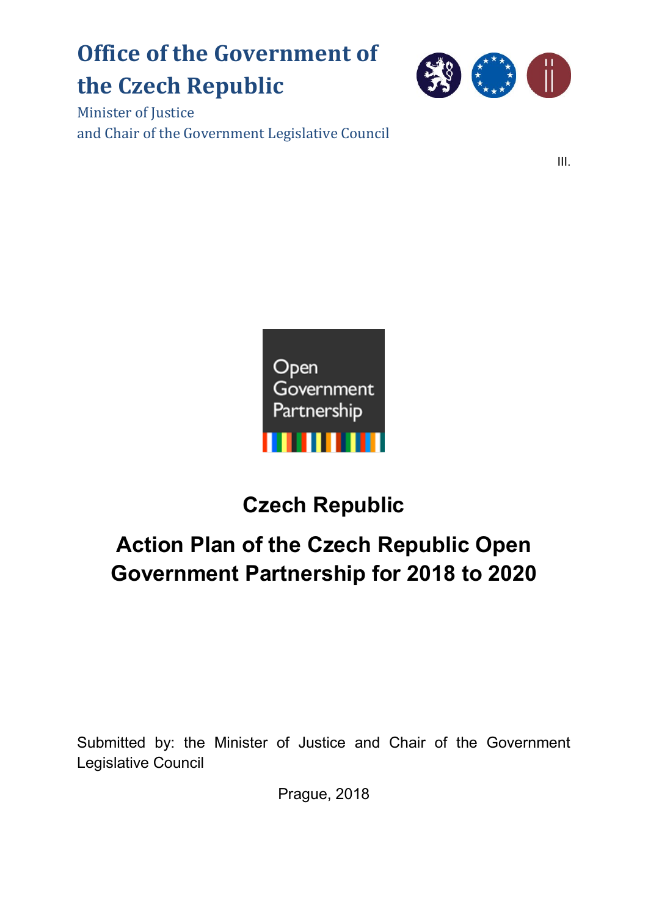# Office of the Government of the Czech Republic

Minister of Justice
and Chair of the Government Legislative Council

III.

Open Government Partnership

## Czech Republic

## Action Plan of the Czech Republic Open Government Partnership for 2018 to 2020

Submitted by: the Minister of Justice and Chair of the Government Legislative Council

Prague, 2018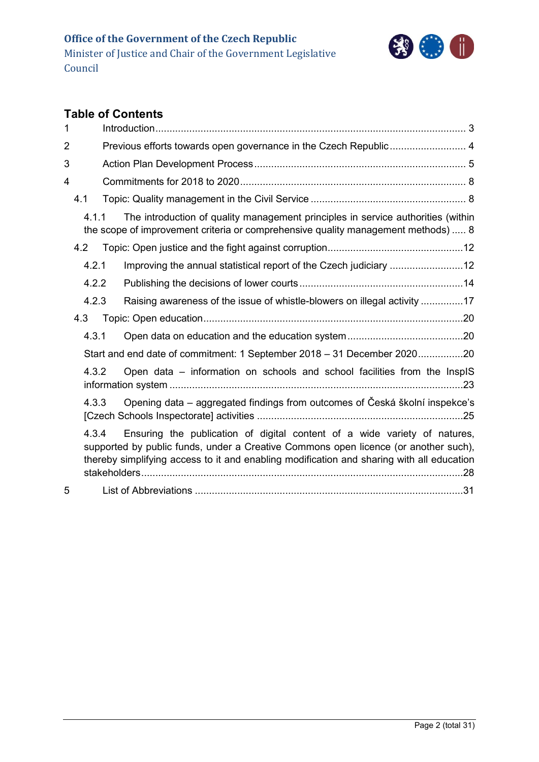## Table of Contents

1 Introduction ... 3

2 Previous efforts towards open governance in the Czech Republic ... 4

3 Action Plan Development Process ... 5

4 Commitments for 2018 to 2020 ... 8

- 4.1 Topic: Quality management in the Civil Service ... 8
  - 4.1.1 The introduction of quality management principles in service authorities (within the scope of improvement criteria or comprehensive quality management methods) ... 8
- 4.2 Topic: Open justice and the fight against corruption ... 12
  - 4.2.1 Improving the annual statistical report of the Czech judiciary ... 12
  - 4.2.2 Publishing the decisions of lower courts ... 14
  - 4.2.3 Raising awareness of the issue of whistle-blowers on illegal activity ... 17
- 4.3 Topic: Open education ... 20
  - 4.3.1 Open data on education and the education system ... 20
  - Start and end date of commitment: 1 September 2018 – 31 December 2020 ... 20
  - 4.3.2 Open data – information on schools and school facilities from the InspIS information system ... 23
  - 4.3.3 Opening data – aggregated findings from outcomes of Česká školní inspekce's [Czech Schools Inspectorate] activities ... 25
  - 4.3.4 Ensuring the publication of digital content of a wide variety of natures, supported by public funds, under a Creative Commons open licence (or another such), thereby simplifying access to it and enabling modification and sharing with all education stakeholders ... 28

5 List of Abbreviations ... 31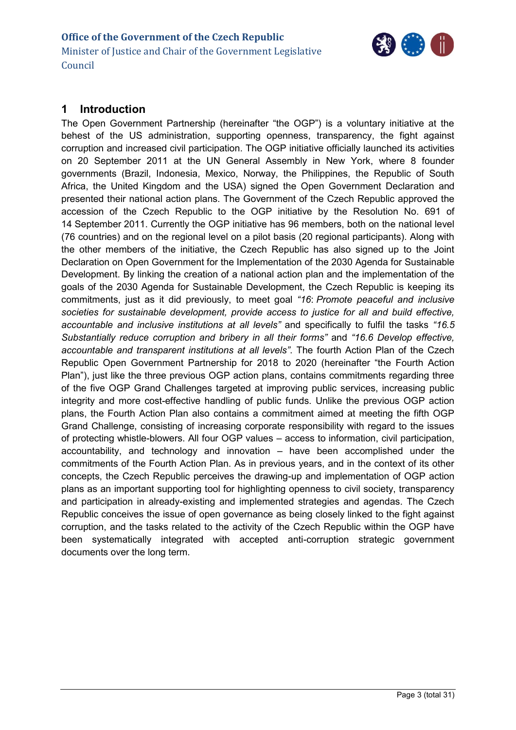# 1 Introduction

The Open Government Partnership (hereinafter "the OGP") is a voluntary initiative at the behest of the US administration, supporting openness, transparency, the fight against corruption and increased civil participation. The OGP initiative officially launched its activities on 20 September 2011 at the UN General Assembly in New York, where 8 founder governments (Brazil, Indonesia, Mexico, Norway, the Philippines, the Republic of South Africa, the United Kingdom and the USA) signed the Open Government Declaration and presented their national action plans. The Government of the Czech Republic approved the accession of the Czech Republic to the OGP initiative by the Resolution No. 691 of 14 September 2011. Currently the OGP initiative has 96 members, both on the national level (76 countries) and on the regional level on a pilot basis (20 regional participants). Along with the other members of the initiative, the Czech Republic has also signed up to the Joint Declaration on Open Government for the Implementation of the 2030 Agenda for Sustainable Development. By linking the creation of a national action plan and the implementation of the goals of the 2030 Agenda for Sustainable Development, the Czech Republic is keeping its commitments, just as it did previously, to meet goal *"16*: *Promote peaceful and inclusive societies for sustainable development, provide access to justice for all and build effective, accountable and inclusive institutions at all levels"* and specifically to fulfil the tasks *"16.5 Substantially reduce corruption and bribery in all their forms"* and *"16.6 Develop effective, accountable and transparent institutions at all levels"*. The fourth Action Plan of the Czech Republic Open Government Partnership for 2018 to 2020 (hereinafter "the Fourth Action Plan"), just like the three previous OGP action plans, contains commitments regarding three of the five OGP Grand Challenges targeted at improving public services, increasing public integrity and more cost-effective handling of public funds. Unlike the previous OGP action plans, the Fourth Action Plan also contains a commitment aimed at meeting the fifth OGP Grand Challenge, consisting of increasing corporate responsibility with regard to the issues of protecting whistle-blowers. All four OGP values – access to information, civil participation, accountability, and technology and innovation – have been accomplished under the commitments of the Fourth Action Plan. As in previous years, and in the context of its other concepts, the Czech Republic perceives the drawing-up and implementation of OGP action plans as an important supporting tool for highlighting openness to civil society, transparency and participation in already-existing and implemented strategies and agendas. The Czech Republic conceives the issue of open governance as being closely linked to the fight against corruption, and the tasks related to the activity of the Czech Republic within the OGP have been systematically integrated with accepted anti-corruption strategic government documents over the long term.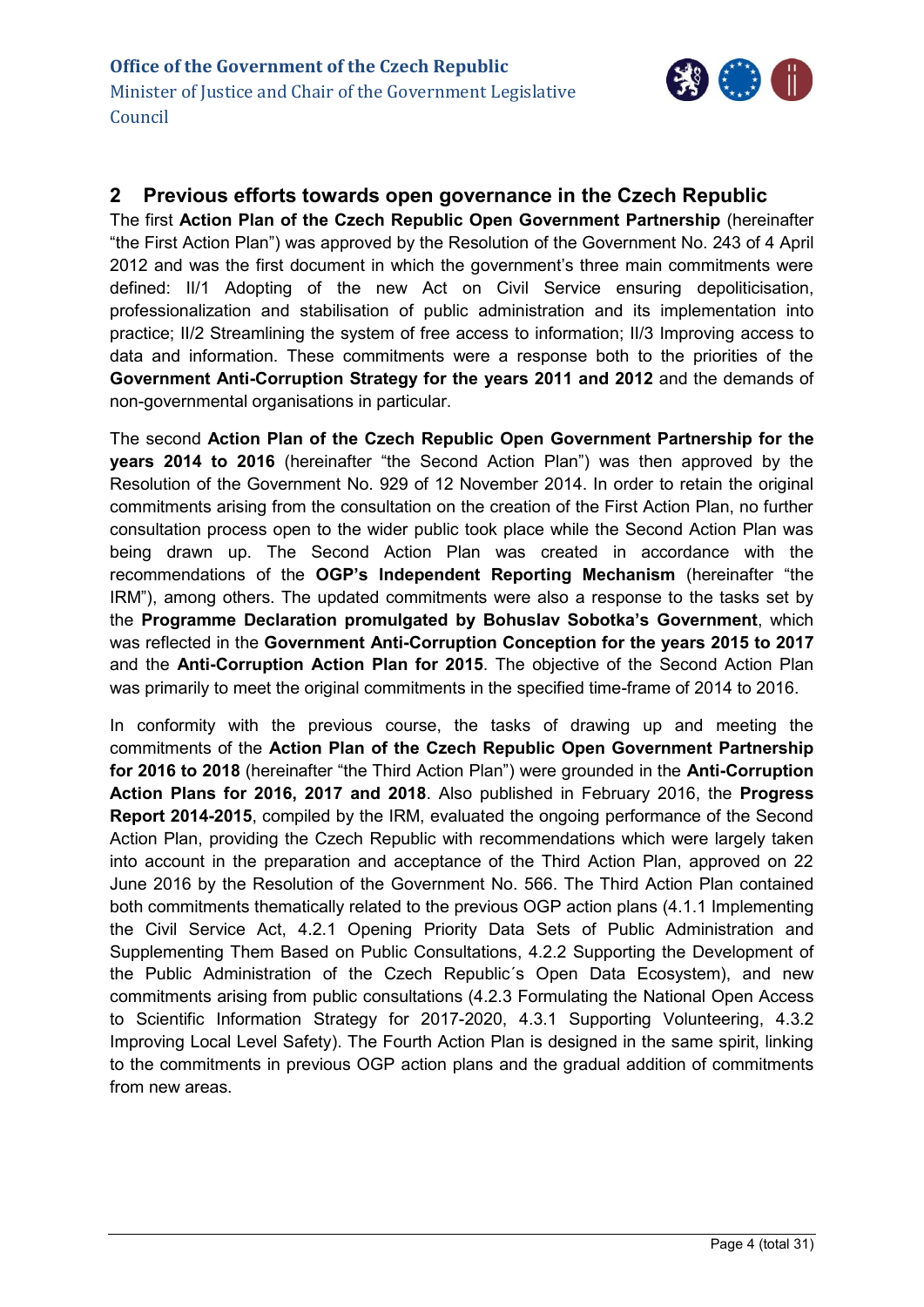## 2 Previous efforts towards open governance in the Czech Republic

The first **Action Plan of the Czech Republic Open Government Partnership** (hereinafter "the First Action Plan") was approved by the Resolution of the Government No. 243 of 4 April 2012 and was the first document in which the government's three main commitments were defined: II/1 Adopting of the new Act on Civil Service ensuring depoliticisation, professionalization and stabilisation of public administration and its implementation into practice; II/2 Streamlining the system of free access to information; II/3 Improving access to data and information. These commitments were a response both to the priorities of the **Government Anti-Corruption Strategy for the years 2011 and 2012** and the demands of non-governmental organisations in particular.

The second **Action Plan of the Czech Republic Open Government Partnership for the years 2014 to 2016** (hereinafter "the Second Action Plan") was then approved by the Resolution of the Government No. 929 of 12 November 2014. In order to retain the original commitments arising from the consultation on the creation of the First Action Plan, no further consultation process open to the wider public took place while the Second Action Plan was being drawn up. The Second Action Plan was created in accordance with the recommendations of the **OGP's Independent Reporting Mechanism** (hereinafter "the IRM"), among others. The updated commitments were also a response to the tasks set by the **Programme Declaration promulgated by Bohuslav Sobotka's Government**, which was reflected in the **Government Anti-Corruption Conception for the years 2015 to 2017** and the **Anti-Corruption Action Plan for 2015**. The objective of the Second Action Plan was primarily to meet the original commitments in the specified time-frame of 2014 to 2016.

In conformity with the previous course, the tasks of drawing up and meeting the commitments of the **Action Plan of the Czech Republic Open Government Partnership for 2016 to 2018** (hereinafter "the Third Action Plan") were grounded in the **Anti-Corruption Action Plans for 2016, 2017 and 2018**. Also published in February 2016, the **Progress Report 2014-2015**, compiled by the IRM, evaluated the ongoing performance of the Second Action Plan, providing the Czech Republic with recommendations which were largely taken into account in the preparation and acceptance of the Third Action Plan, approved on 22 June 2016 by the Resolution of the Government No. 566. The Third Action Plan contained both commitments thematically related to the previous OGP action plans (4.1.1 Implementing the Civil Service Act, 4.2.1 Opening Priority Data Sets of Public Administration and Supplementing Them Based on Public Consultations, 4.2.2 Supporting the Development of the Public Administration of the Czech Republic´s Open Data Ecosystem), and new commitments arising from public consultations (4.2.3 Formulating the National Open Access to Scientific Information Strategy for 2017-2020, 4.3.1 Supporting Volunteering, 4.3.2 Improving Local Level Safety). The Fourth Action Plan is designed in the same spirit, linking to the commitments in previous OGP action plans and the gradual addition of commitments from new areas.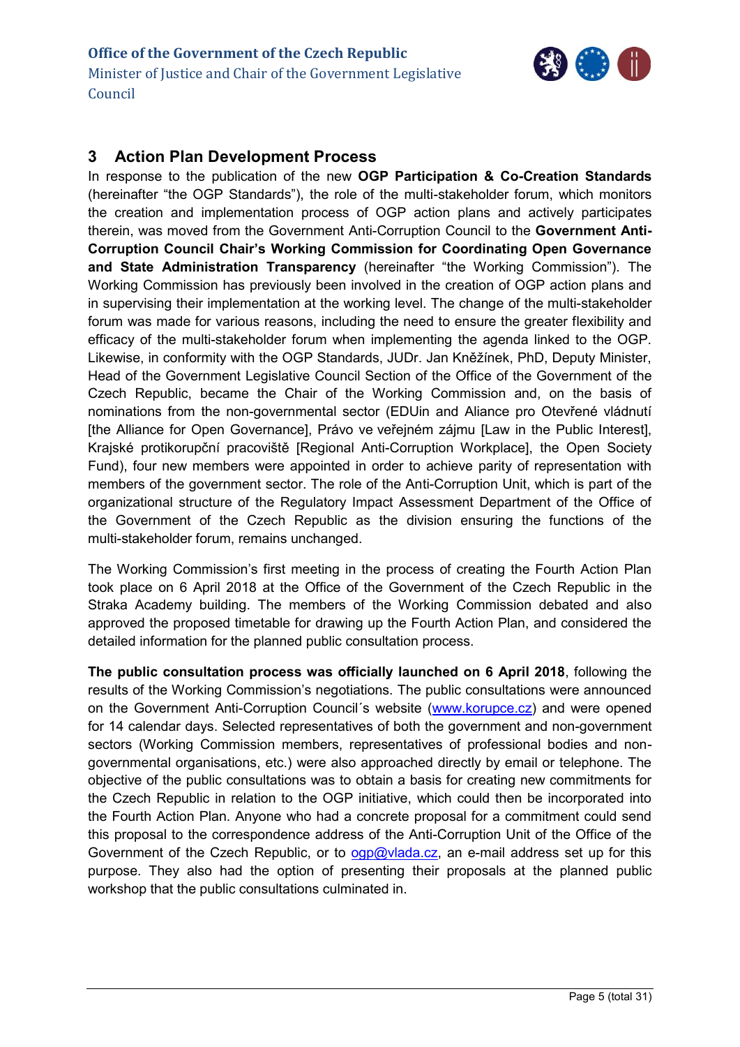## 3 Action Plan Development Process

In response to the publication of the new **OGP Participation & Co-Creation Standards** (hereinafter "the OGP Standards"), the role of the multi-stakeholder forum, which monitors the creation and implementation process of OGP action plans and actively participates therein, was moved from the Government Anti-Corruption Council to the **Government Anti-Corruption Council Chair's Working Commission for Coordinating Open Governance and State Administration Transparency** (hereinafter "the Working Commission"). The Working Commission has previously been involved in the creation of OGP action plans and in supervising their implementation at the working level. The change of the multi-stakeholder forum was made for various reasons, including the need to ensure the greater flexibility and efficacy of the multi-stakeholder forum when implementing the agenda linked to the OGP. Likewise, in conformity with the OGP Standards, JUDr. Jan Kněžínek, PhD, Deputy Minister, Head of the Government Legislative Council Section of the Office of the Government of the Czech Republic, became the Chair of the Working Commission and, on the basis of nominations from the non-governmental sector (EDUin and Aliance pro Otevřené vládnutí [the Alliance for Open Governance], Právo ve veřejném zájmu [Law in the Public Interest], Krajské protikorupční pracoviště [Regional Anti-Corruption Workplace], the Open Society Fund), four new members were appointed in order to achieve parity of representation with members of the government sector. The role of the Anti-Corruption Unit, which is part of the organizational structure of the Regulatory Impact Assessment Department of the Office of the Government of the Czech Republic as the division ensuring the functions of the multi-stakeholder forum, remains unchanged.

The Working Commission's first meeting in the process of creating the Fourth Action Plan took place on 6 April 2018 at the Office of the Government of the Czech Republic in the Straka Academy building. The members of the Working Commission debated and also approved the proposed timetable for drawing up the Fourth Action Plan, and considered the detailed information for the planned public consultation process.

**The public consultation process was officially launched on 6 April 2018**, following the results of the Working Commission's negotiations. The public consultations were announced on the Government Anti-Corruption Council´s website (www.korupce.cz) and were opened for 14 calendar days. Selected representatives of both the government and non-government sectors (Working Commission members, representatives of professional bodies and non-governmental organisations, etc.) were also approached directly by email or telephone. The objective of the public consultations was to obtain a basis for creating new commitments for the Czech Republic in relation to the OGP initiative, which could then be incorporated into the Fourth Action Plan. Anyone who had a concrete proposal for a commitment could send this proposal to the correspondence address of the Anti-Corruption Unit of the Office of the Government of the Czech Republic, or to ogp@vlada.cz, an e-mail address set up for this purpose. They also had the option of presenting their proposals at the planned public workshop that the public consultations culminated in.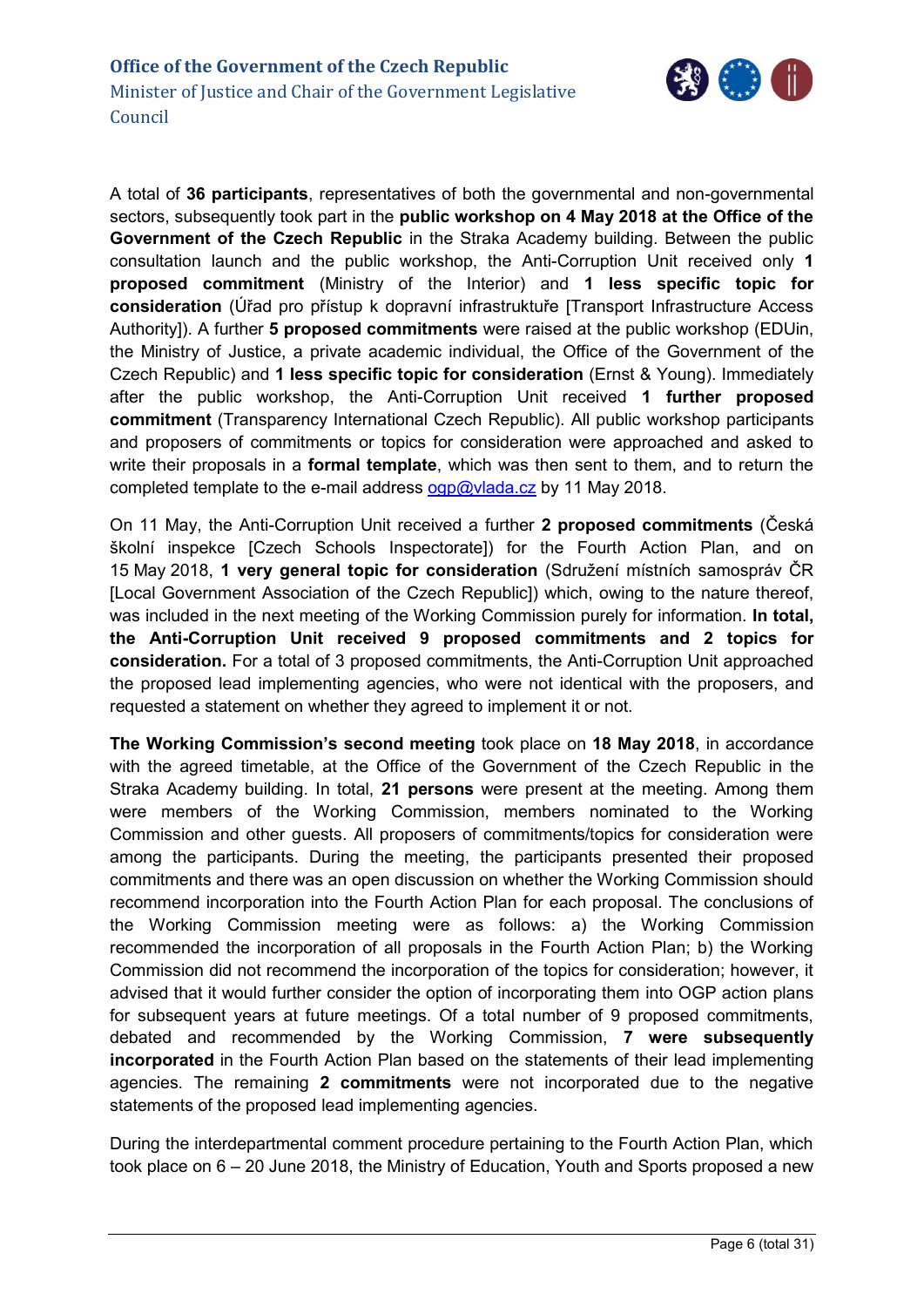A total of **36 participants**, representatives of both the governmental and non-governmental sectors, subsequently took part in the **public workshop on 4 May 2018 at the Office of the Government of the Czech Republic** in the Straka Academy building. Between the public consultation launch and the public workshop, the Anti-Corruption Unit received only **1 proposed commitment** (Ministry of the Interior) and **1 less specific topic for consideration** (Úřad pro přístup k dopravní infrastruktuře [Transport Infrastructure Access Authority]). A further **5 proposed commitments** were raised at the public workshop (EDUin, the Ministry of Justice, a private academic individual, the Office of the Government of the Czech Republic) and **1 less specific topic for consideration** (Ernst & Young). Immediately after the public workshop, the Anti-Corruption Unit received **1 further proposed commitment** (Transparency International Czech Republic). All public workshop participants and proposers of commitments or topics for consideration were approached and asked to write their proposals in a **formal template**, which was then sent to them, and to return the completed template to the e-mail address ogp@vlada.cz by 11 May 2018.

On 11 May, the Anti-Corruption Unit received a further **2 proposed commitments** (Česká školní inspekce [Czech Schools Inspectorate]) for the Fourth Action Plan, and on 15 May 2018, **1 very general topic for consideration** (Sdružení místních samospráv ČR [Local Government Association of the Czech Republic]) which, owing to the nature thereof, was included in the next meeting of the Working Commission purely for information. **In total, the Anti-Corruption Unit received 9 proposed commitments and 2 topics for consideration.** For a total of 3 proposed commitments, the Anti-Corruption Unit approached the proposed lead implementing agencies, who were not identical with the proposers, and requested a statement on whether they agreed to implement it or not.

**The Working Commission's second meeting** took place on **18 May 2018**, in accordance with the agreed timetable, at the Office of the Government of the Czech Republic in the Straka Academy building. In total, **21 persons** were present at the meeting. Among them were members of the Working Commission, members nominated to the Working Commission and other guests. All proposers of commitments/topics for consideration were among the participants. During the meeting, the participants presented their proposed commitments and there was an open discussion on whether the Working Commission should recommend incorporation into the Fourth Action Plan for each proposal. The conclusions of the Working Commission meeting were as follows: a) the Working Commission recommended the incorporation of all proposals in the Fourth Action Plan; b) the Working Commission did not recommend the incorporation of the topics for consideration; however, it advised that it would further consider the option of incorporating them into OGP action plans for subsequent years at future meetings. Of a total number of 9 proposed commitments, debated and recommended by the Working Commission, **7 were subsequently incorporated** in the Fourth Action Plan based on the statements of their lead implementing agencies. The remaining **2 commitments** were not incorporated due to the negative statements of the proposed lead implementing agencies.

During the interdepartmental comment procedure pertaining to the Fourth Action Plan, which took place on 6 – 20 June 2018, the Ministry of Education, Youth and Sports proposed a new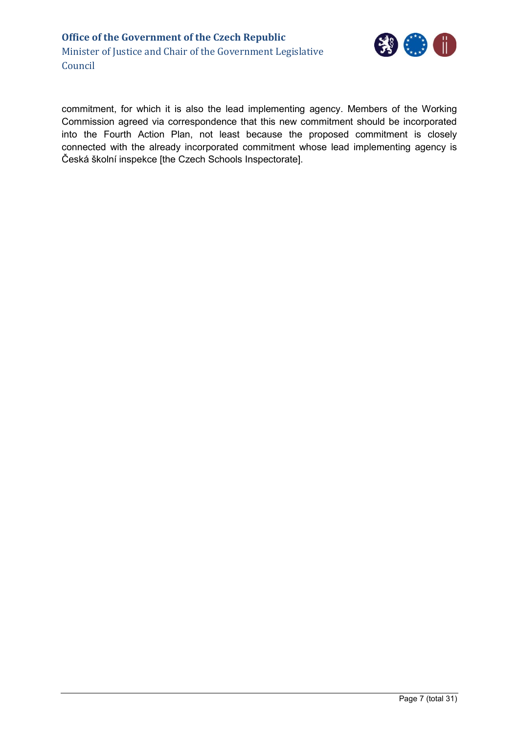commitment, for which it is also the lead implementing agency. Members of the Working Commission agreed via correspondence that this new commitment should be incorporated into the Fourth Action Plan, not least because the proposed commitment is closely connected with the already incorporated commitment whose lead implementing agency is Česká školní inspekce [the Czech Schools Inspectorate].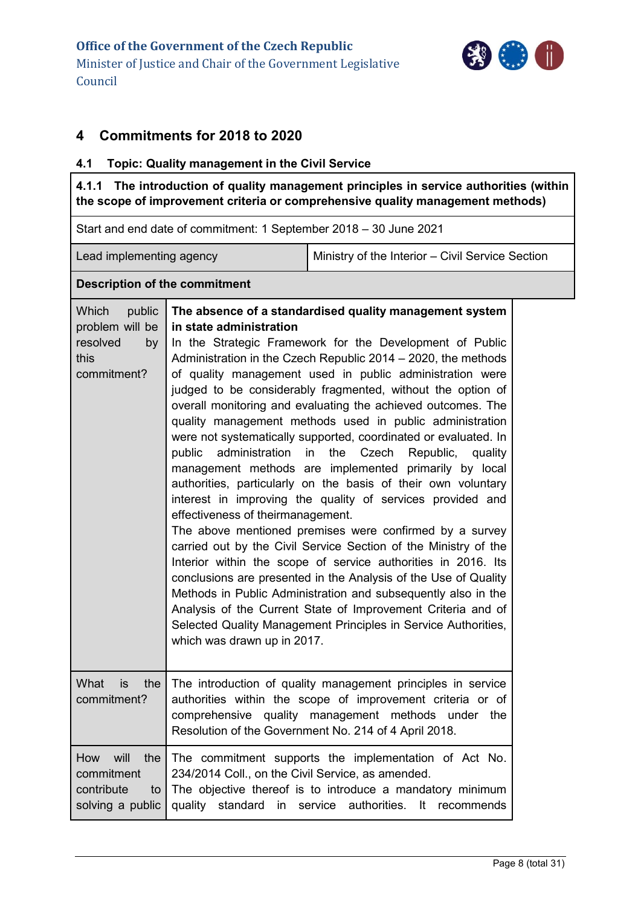# 4 Commitments for 2018 to 2020

## 4.1 Topic: Quality management in the Civil Service

| **4.1.1 The introduction of quality management principles in service authorities (within the scope of improvement criteria or comprehensive quality management methods)** | |
|---|---|
| Start and end date of commitment: 1 September 2018 – 30 June 2021 | |
| Lead implementing agency | Ministry of the Interior – Civil Service Section |
| **Description of the commitment** | |
| Which public problem will be resolved by this commitment? | **The absence of a standardised quality management system in state administration**<br>In the Strategic Framework for the Development of Public Administration in the Czech Republic 2014 – 2020, the methods of quality management used in public administration were judged to be considerably fragmented, without the option of overall monitoring and evaluating the achieved outcomes. The quality management methods used in public administration were not systematically supported, coordinated or evaluated. In public administration in the Czech Republic, quality management methods are implemented primarily by local authorities, particularly on the basis of their own voluntary interest in improving the quality of services provided and effectiveness of theirmanagement.<br>The above mentioned premises were confirmed by a survey carried out by the Civil Service Section of the Ministry of the Interior within the scope of service authorities in 2016. Its conclusions are presented in the Analysis of the Use of Quality Methods in Public Administration and subsequently also in the Analysis of the Current State of Improvement Criteria and of Selected Quality Management Principles in Service Authorities, which was drawn up in 2017. |
| What is the commitment? | The introduction of quality management principles in service authorities within the scope of improvement criteria or of comprehensive quality management methods under the Resolution of the Government No. 214 of 4 April 2018. |
| How will the commitment contribute to solving a public | The commitment supports the implementation of Act No. 234/2014 Coll., on the Civil Service, as amended.<br>The objective thereof is to introduce a mandatory minimum quality standard in service authorities. It recommends |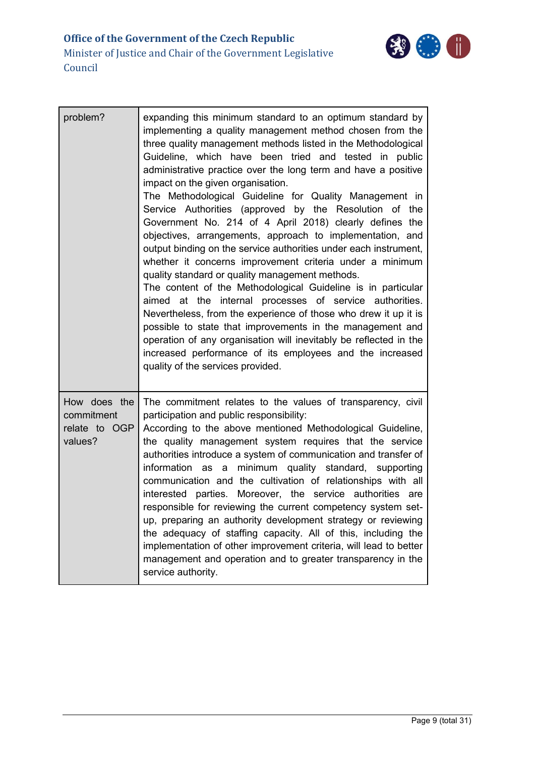| | |
|---|---|
| problem? | expanding this minimum standard to an optimum standard by implementing a quality management method chosen from the three quality management methods listed in the Methodological Guideline, which have been tried and tested in public administrative practice over the long term and have a positive impact on the given organisation.<br>The Methodological Guideline for Quality Management in Service Authorities (approved by the Resolution of the Government No. 214 of 4 April 2018) clearly defines the objectives, arrangements, approach to implementation, and output binding on the service authorities under each instrument, whether it concerns improvement criteria under a minimum quality standard or quality management methods.<br>The content of the Methodological Guideline is in particular aimed at the internal processes of service authorities. Nevertheless, from the experience of those who drew it up it is possible to state that improvements in the management and operation of any organisation will inevitably be reflected in the increased performance of its employees and the increased quality of the services provided. |
| How does the commitment relate to OGP values? | The commitment relates to the values of transparency, civil participation and public responsibility:<br>According to the above mentioned Methodological Guideline, the quality management system requires that the service authorities introduce a system of communication and transfer of information as a minimum quality standard, supporting communication and the cultivation of relationships with all interested parties. Moreover, the service authorities are responsible for reviewing the current competency system set-up, preparing an authority development strategy or reviewing the adequacy of staffing capacity. All of this, including the implementation of other improvement criteria, will lead to better management and operation and to greater transparency in the service authority. |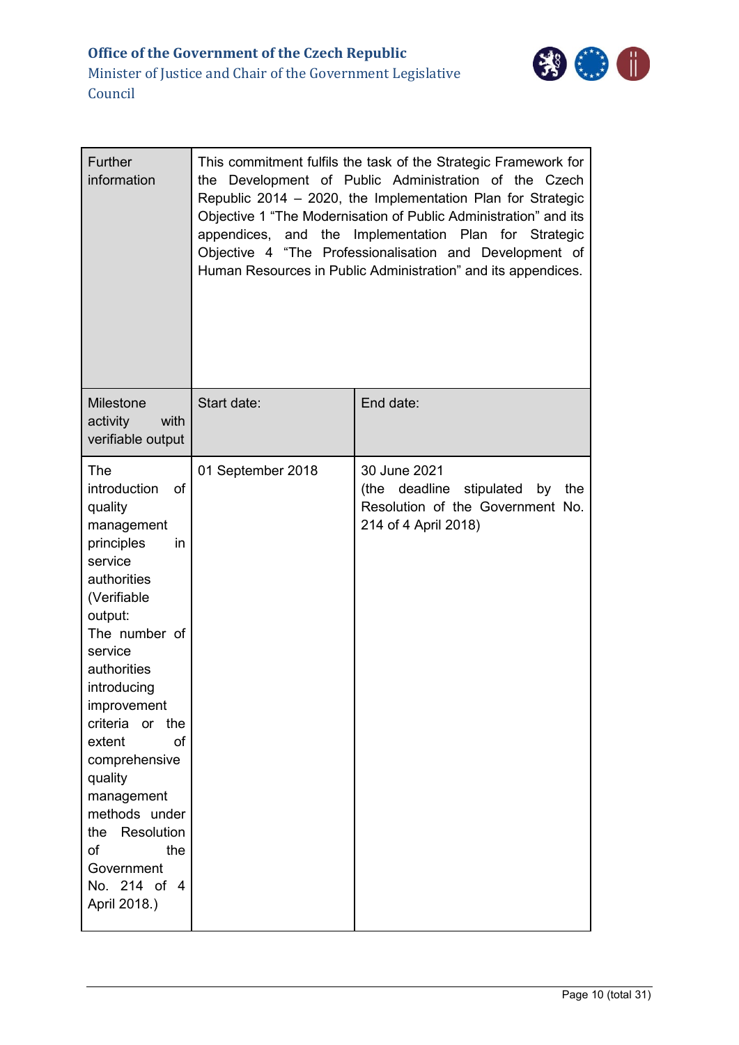| Further information | This commitment fulfils the task of the Strategic Framework for the Development of Public Administration of the Czech Republic 2014 – 2020, the Implementation Plan for Strategic Objective 1 "The Modernisation of Public Administration" and its appendices, and the Implementation Plan for Strategic Objective 4 "The Professionalisation and Development of Human Resources in Public Administration" and its appendices. | |
|---|---|---|
| Milestone activity with verifiable output | Start date: | End date: |
| The introduction of quality management principles in service authorities (Verifiable output: The number of service authorities introducing improvement criteria or the extent of comprehensive quality management methods under the Resolution of the Government No. 214 of 4 April 2018.) | 01 September 2018 | 30 June 2021 (the deadline stipulated by the Resolution of the Government No. 214 of 4 April 2018) |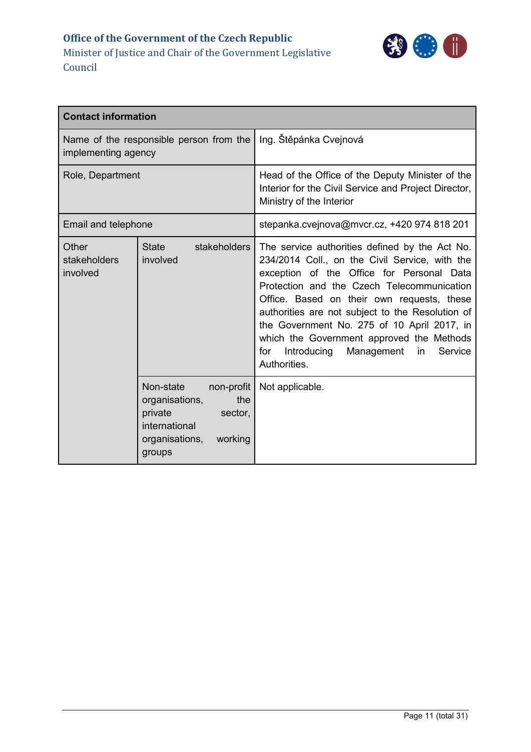| Contact information | | |
|---|---|---|
| Name of the responsible person from the implementing agency | | Ing. Štěpánka Cvejnová |
| Role, Department | | Head of the Office of the Deputy Minister of the Interior for the Civil Service and Project Director, Ministry of the Interior |
| Email and telephone | | stepanka.cvejnova@mvcr.cz, +420 974 818 201 |
| Other stakeholders involved | State stakeholders involved | The service authorities defined by the Act No. 234/2014 Coll., on the Civil Service, with the exception of the Office for Personal Data Protection and the Czech Telecommunication Office. Based on their own requests, these authorities are not subject to the Resolution of the Government No. 275 of 10 April 2017, in which the Government approved the Methods for Introducing Management in Service Authorities. |
| | Non-state non-profit organisations, the private sector, international organisations, working groups | Not applicable. |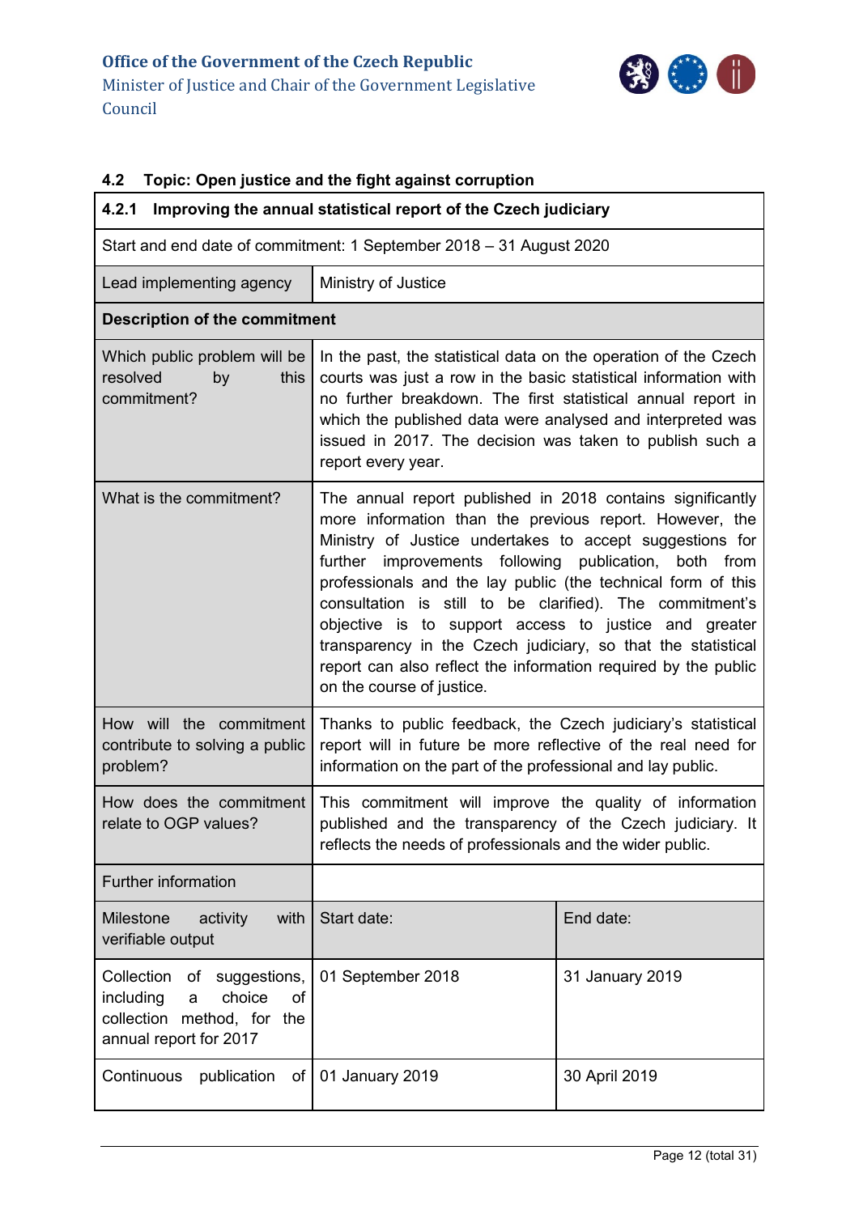## 4.2 Topic: Open justice and the fight against corruption

| 4.2.1 Improving the annual statistical report of the Czech judiciary | | |
|---|---|---|
| Start and end date of commitment: 1 September 2018 – 31 August 2020 | | |
| Lead implementing agency | Ministry of Justice | |
| **Description of the commitment** | | |
| Which public problem will be resolved by this commitment? | In the past, the statistical data on the operation of the Czech courts was just a row in the basic statistical information with no further breakdown. The first statistical annual report in which the published data were analysed and interpreted was issued in 2017. The decision was taken to publish such a report every year. | |
| What is the commitment? | The annual report published in 2018 contains significantly more information than the previous report. However, the Ministry of Justice undertakes to accept suggestions for further improvements following publication, both from professionals and the lay public (the technical form of this consultation is still to be clarified). The commitment's objective is to support access to justice and greater transparency in the Czech judiciary, so that the statistical report can also reflect the information required by the public on the course of justice. | |
| How will the commitment contribute to solving a public problem? | Thanks to public feedback, the Czech judiciary's statistical report will in future be more reflective of the real need for information on the part of the professional and lay public. | |
| How does the commitment relate to OGP values? | This commitment will improve the quality of information published and the transparency of the Czech judiciary. It reflects the needs of professionals and the wider public. | |
| Further information | | |
| Milestone activity with verifiable output | Start date: | End date: |
| Collection of suggestions, including a choice of collection method, for the annual report for 2017 | 01 September 2018 | 31 January 2019 |
| Continuous publication of | 01 January 2019 | 30 April 2019 |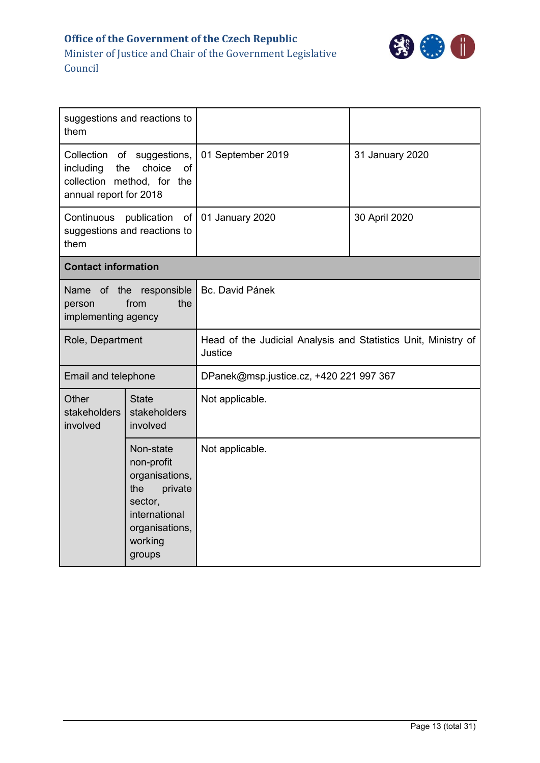| | | |
|---|---|---|
| suggestions and reactions to them | | |
| Collection of suggestions, including the choice of collection method, for the annual report for 2018 | 01 September 2019 | 31 January 2020 |
| Continuous publication of suggestions and reactions to them | 01 January 2020 | 30 April 2020 |
| **Contact information** | | |
| Name of the responsible person from the implementing agency | Bc. David Pánek | |
| Role, Department | Head of the Judicial Analysis and Statistics Unit, Ministry of Justice | |
| Email and telephone | DPanek@msp.justice.cz, +420 221 997 367 | |
| Other stakeholders involved – State stakeholders involved | Not applicable. | |
| Other stakeholders involved – Non-state non-profit organisations, the private sector, international organisations, working groups | Not applicable. | |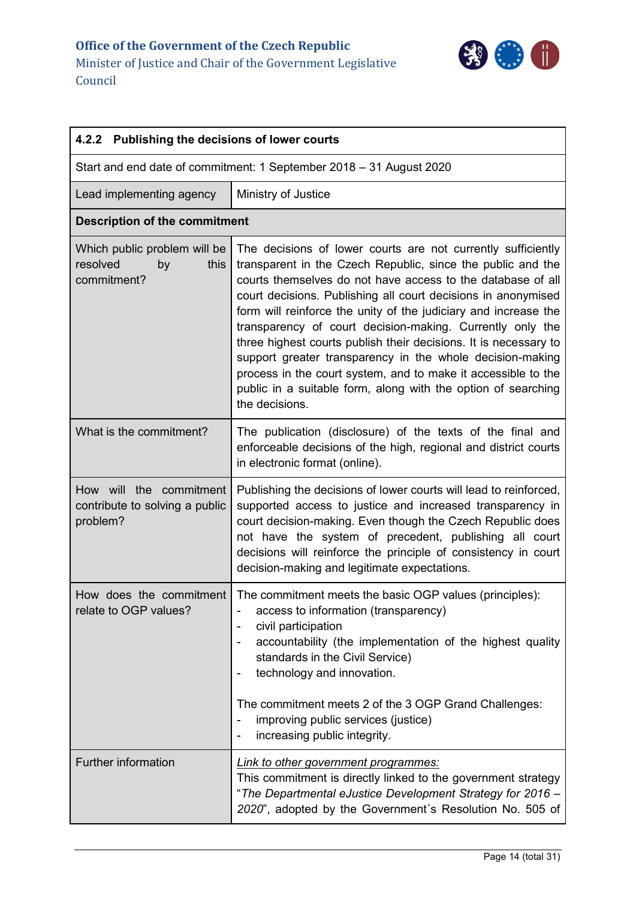| **4.2.2 Publishing the decisions of lower courts** | |
|---|---|
| Start and end date of commitment: 1 September 2018 – 31 August 2020 | |
| Lead implementing agency | Ministry of Justice |
| **Description of the commitment** | |
| Which public problem will be resolved by this commitment? | The decisions of lower courts are not currently sufficiently transparent in the Czech Republic, since the public and the courts themselves do not have access to the database of all court decisions. Publishing all court decisions in anonymised form will reinforce the unity of the judiciary and increase the transparency of court decision-making. Currently only the three highest courts publish their decisions. It is necessary to support greater transparency in the whole decision-making process in the court system, and to make it accessible to the public in a suitable form, along with the option of searching the decisions. |
| What is the commitment? | The publication (disclosure) of the texts of the final and enforceable decisions of the high, regional and district courts in electronic format (online). |
| How will the commitment contribute to solving a public problem? | Publishing the decisions of lower courts will lead to reinforced, supported access to justice and increased transparency in court decision-making. Even though the Czech Republic does not have the system of precedent, publishing all court decisions will reinforce the principle of consistency in court decision-making and legitimate expectations. |
| How does the commitment relate to OGP values? | The commitment meets the basic OGP values (principles):<br>- access to information (transparency)<br>- civil participation<br>- accountability (the implementation of the highest quality standards in the Civil Service)<br>- technology and innovation.<br><br>The commitment meets 2 of the 3 OGP Grand Challenges:<br>- improving public services (justice)<br>- increasing public integrity. |
| Further information | *Link to other government programmes:*<br>This commitment is directly linked to the government strategy "*The Departmental eJustice Development Strategy for 2016 – 2020*", adopted by the Government´s Resolution No. 505 of |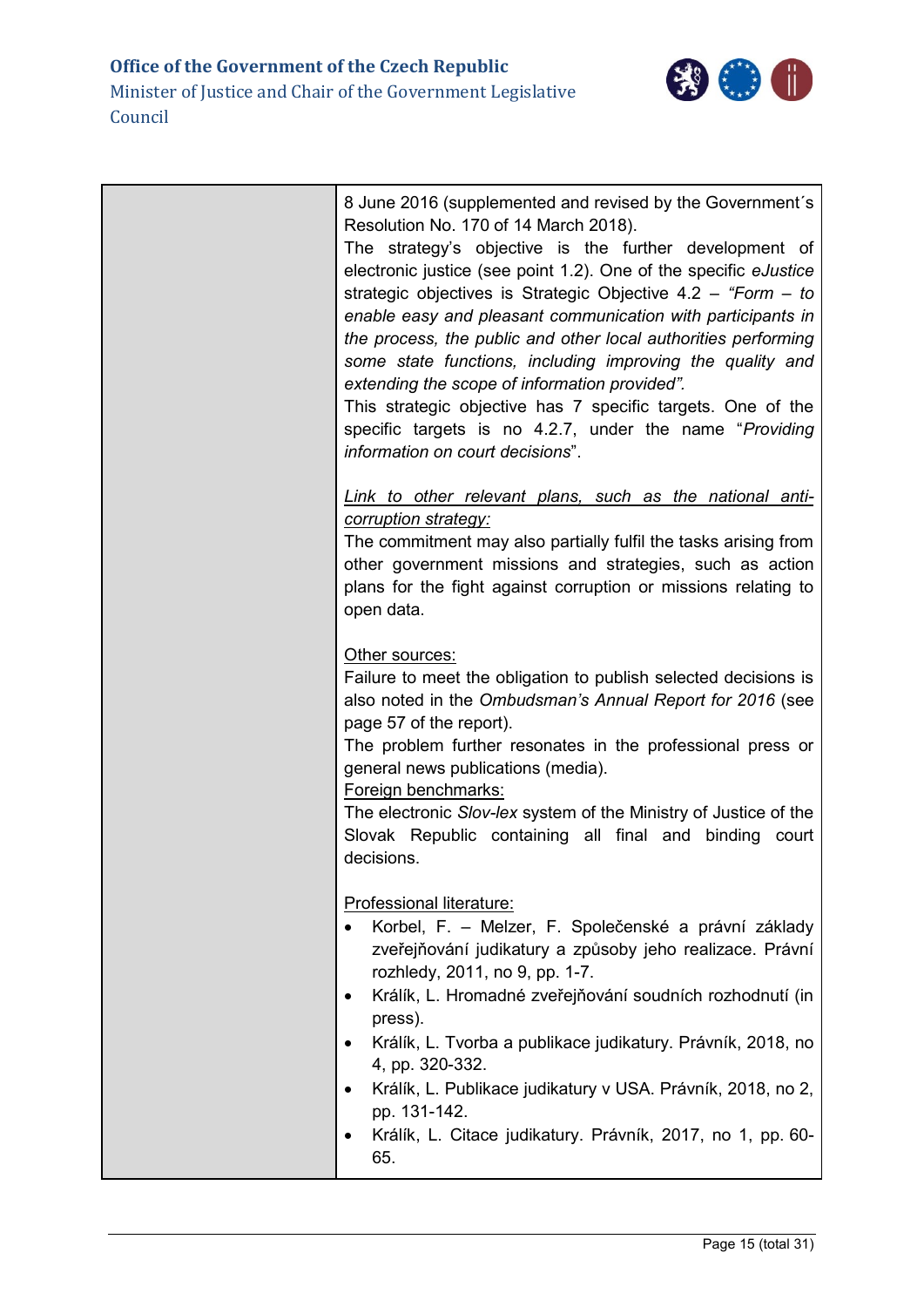| | |
|---|---|
| | 8 June 2016 (supplemented and revised by the Government´s Resolution No. 170 of 14 March 2018).<br>The strategy's objective is the further development of electronic justice (see point 1.2). One of the specific *eJustice* strategic objectives is Strategic Objective 4.2 – *"Form – to enable easy and pleasant communication with participants in the process, the public and other local authorities performing some state functions, including improving the quality and extending the scope of information provided"*.<br>This strategic objective has 7 specific targets. One of the specific targets is no 4.2.7, under the name "*Providing information on court decisions*".<br><br><u>*Link to other relevant plans, such as the national anti-corruption strategy:*</u><br>The commitment may also partially fulfil the tasks arising from other government missions and strategies, such as action plans for the fight against corruption or missions relating to open data.<br><br><u>Other sources:</u><br>Failure to meet the obligation to publish selected decisions is also noted in the *Ombudsman's Annual Report for 2016* (see page 57 of the report).<br>The problem further resonates in the professional press or general news publications (media).<br><u>Foreign benchmarks:</u><br>The electronic *Slov-lex* system of the Ministry of Justice of the Slovak Republic containing all final and binding court decisions.<br><br><u>Professional literature:</u><br>• Korbel, F. – Melzer, F. Společenské a právní základy zveřejňování judikatury a způsoby jeho realizace. Právní rozhledy, 2011, no 9, pp. 1-7.<br>• Králík, L. Hromadné zveřejňování soudních rozhodnutí (in press).<br>• Králík, L. Tvorba a publikace judikatury. Právník, 2018, no 4, pp. 320-332.<br>• Králík, L. Publikace judikatury v USA. Právník, 2018, no 2, pp. 131-142.<br>• Králík, L. Citace judikatury. Právník, 2017, no 1, pp. 60-65. |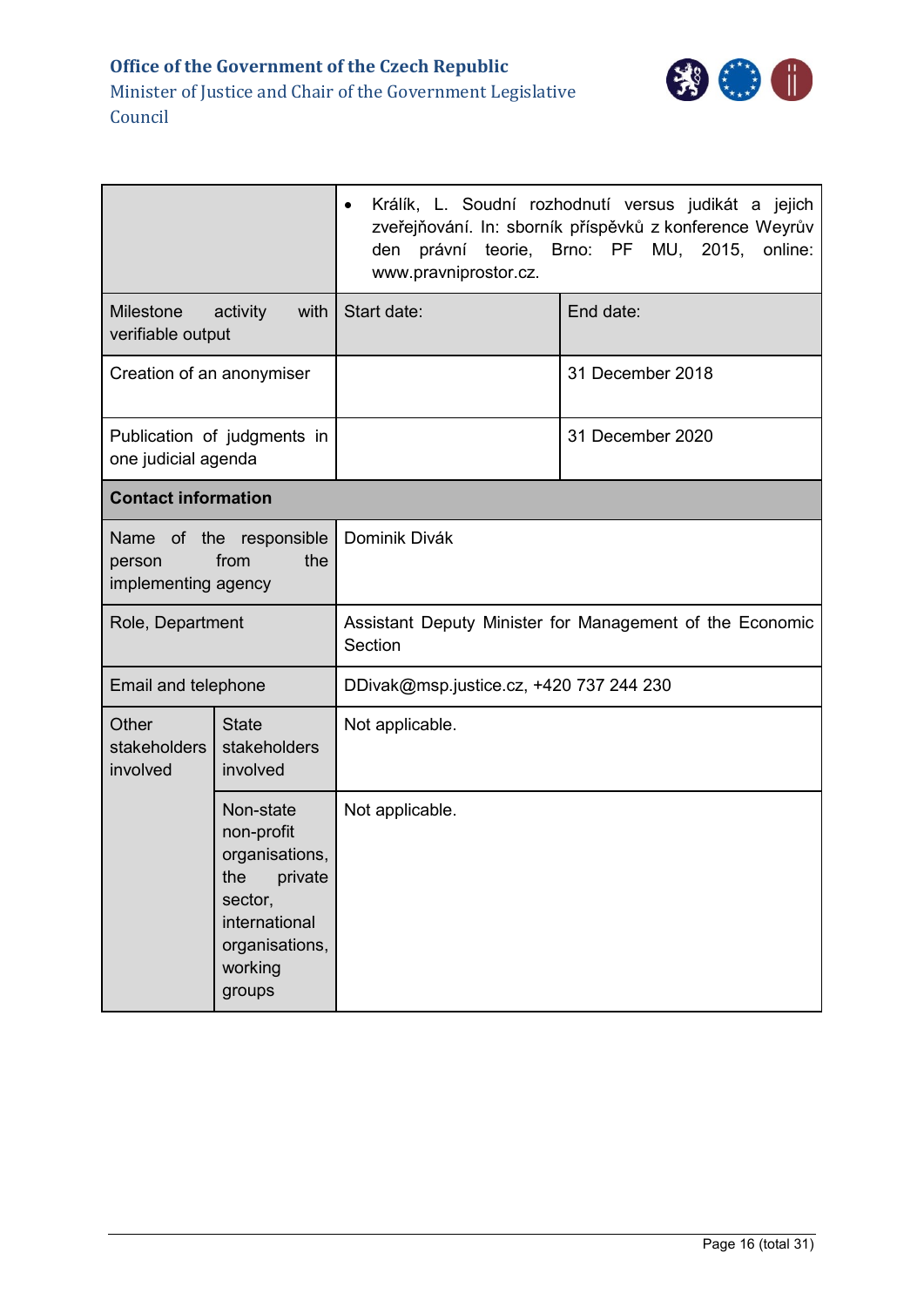| | | |
|---|---|---|
| | • Králík, L. Soudní rozhodnutí versus judikát a jejich zveřejňování. In: sborník příspěvků z konference Weyrův den právní teorie, Brno: PF MU, 2015, online: www.pravniprostor.cz. | |
| Milestone activity with verifiable output | Start date: | End date: |
| Creation of an anonymiser | | 31 December 2018 |
| Publication of judgments in one judicial agenda | | 31 December 2020 |
| **Contact information** | | |
| Name of the responsible person from the implementing agency | Dominik Divák | |
| Role, Department | Assistant Deputy Minister for Management of the Economic Section | |
| Email and telephone | DDivak@msp.justice.cz, +420 737 244 230 | |
| Other stakeholders involved – State stakeholders involved | Not applicable. | |
| Other stakeholders involved – Non-state non-profit organisations, the private sector, international organisations, working groups | Not applicable. | |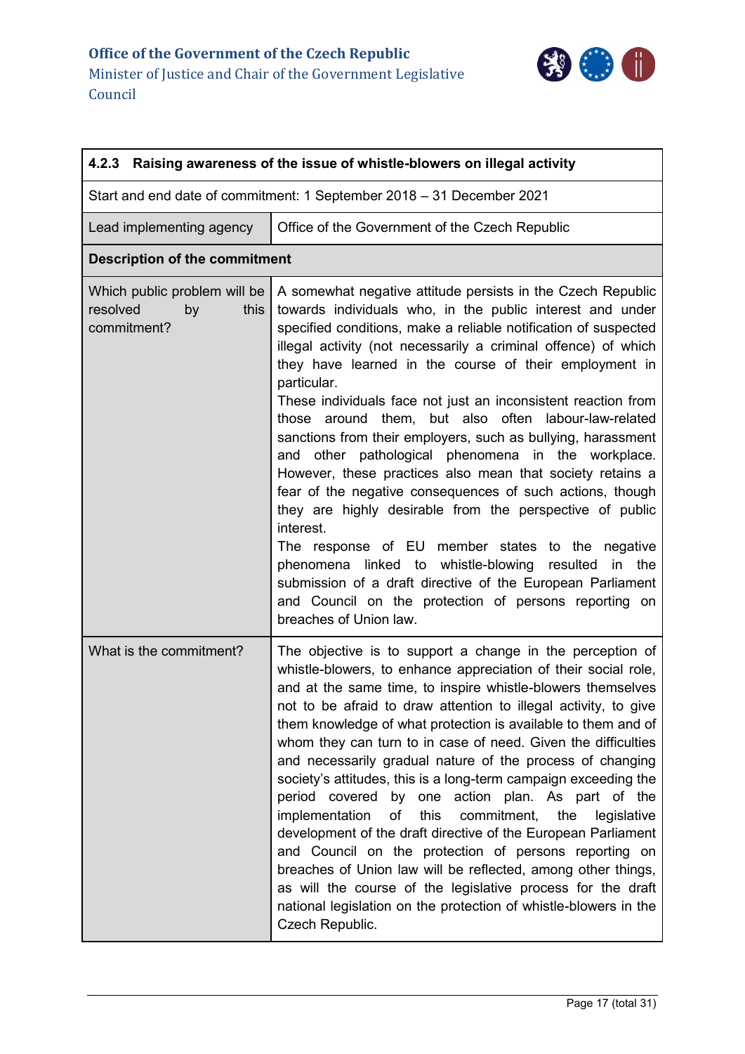| 4.2.3 Raising awareness of the issue of whistle-blowers on illegal activity | |
|---|---|
| Start and end date of commitment: 1 September 2018 – 31 December 2021 | |
| Lead implementing agency | Office of the Government of the Czech Republic |
| **Description of the commitment** | |
| Which public problem will be resolved by this commitment? | A somewhat negative attitude persists in the Czech Republic towards individuals who, in the public interest and under specified conditions, make a reliable notification of suspected illegal activity (not necessarily a criminal offence) of which they have learned in the course of their employment in particular.<br>These individuals face not just an inconsistent reaction from those around them, but also often labour-law-related sanctions from their employers, such as bullying, harassment and other pathological phenomena in the workplace. However, these practices also mean that society retains a fear of the negative consequences of such actions, though they are highly desirable from the perspective of public interest.<br>The response of EU member states to the negative phenomena linked to whistle-blowing resulted in the submission of a draft directive of the European Parliament and Council on the protection of persons reporting on breaches of Union law. |
| What is the commitment? | The objective is to support a change in the perception of whistle-blowers, to enhance appreciation of their social role, and at the same time, to inspire whistle-blowers themselves not to be afraid to draw attention to illegal activity, to give them knowledge of what protection is available to them and of whom they can turn to in case of need. Given the difficulties and necessarily gradual nature of the process of changing society's attitudes, this is a long-term campaign exceeding the period covered by one action plan. As part of the implementation of this commitment, the legislative development of the draft directive of the European Parliament and Council on the protection of persons reporting on breaches of Union law will be reflected, among other things, as will the course of the legislative process for the draft national legislation on the protection of whistle-blowers in the Czech Republic. |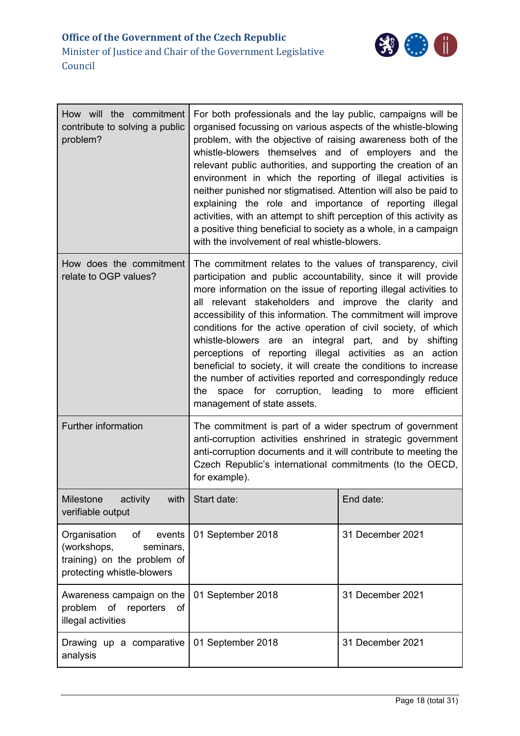| | | |
|---|---|---|
| How will the commitment contribute to solving a public problem? | For both professionals and the lay public, campaigns will be organised focussing on various aspects of the whistle-blowing problem, with the objective of raising awareness both of the whistle-blowers themselves and of employers and the relevant public authorities, and supporting the creation of an environment in which the reporting of illegal activities is neither punished nor stigmatised. Attention will also be paid to explaining the role and importance of reporting illegal activities, with an attempt to shift perception of this activity as a positive thing beneficial to society as a whole, in a campaign with the involvement of real whistle-blowers. | |
| How does the commitment relate to OGP values? | The commitment relates to the values of transparency, civil participation and public accountability, since it will provide more information on the issue of reporting illegal activities to all relevant stakeholders and improve the clarity and accessibility of this information. The commitment will improve conditions for the active operation of civil society, of which whistle-blowers are an integral part, and by shifting perceptions of reporting illegal activities as an action beneficial to society, it will create the conditions to increase the number of activities reported and correspondingly reduce the space for corruption, leading to more efficient management of state assets. | |
| Further information | The commitment is part of a wider spectrum of government anti-corruption activities enshrined in strategic government anti-corruption documents and it will contribute to meeting the Czech Republic's international commitments (to the OECD, for example). | |
| Milestone activity with verifiable output | Start date: | End date: |
| Organisation of events (workshops, seminars, training) on the problem of protecting whistle-blowers | 01 September 2018 | 31 December 2021 |
| Awareness campaign on the problem of reporters of illegal activities | 01 September 2018 | 31 December 2021 |
| Drawing up a comparative analysis | 01 September 2018 | 31 December 2021 |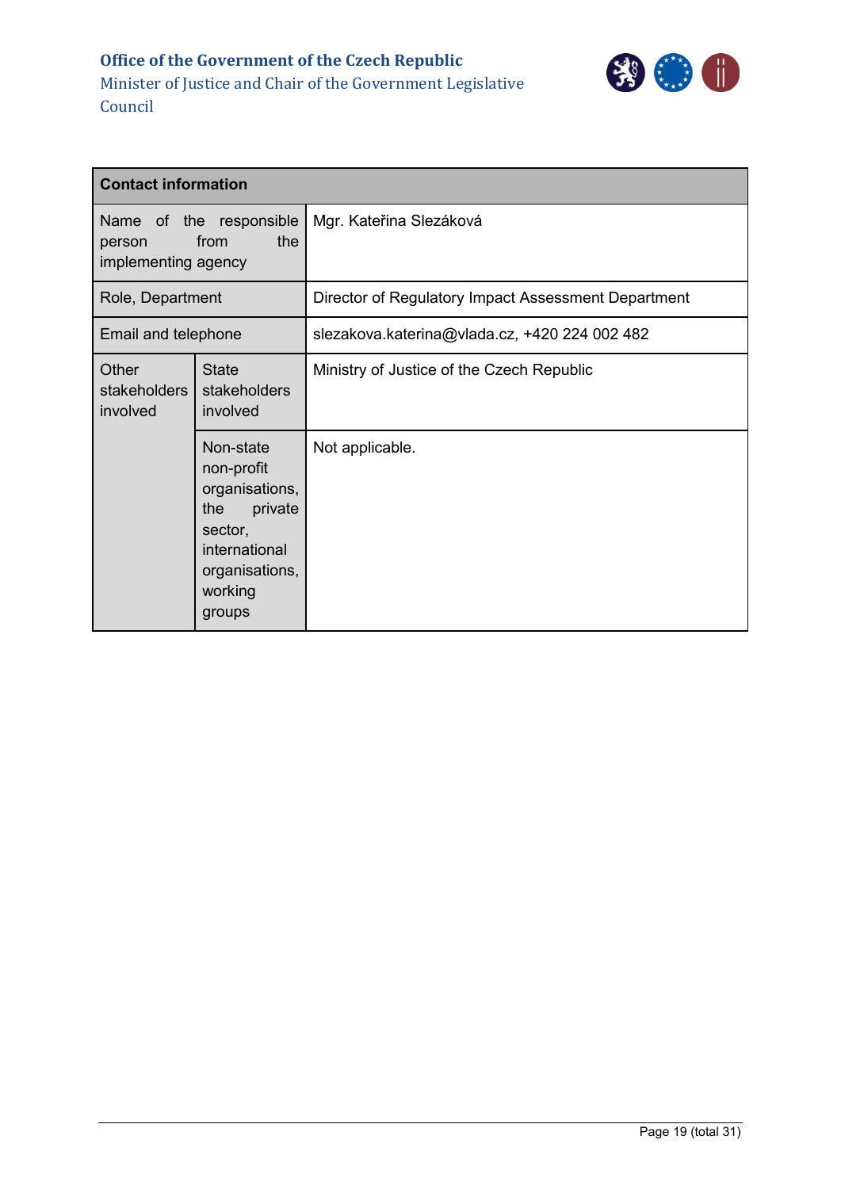| Contact information | | |
|---|---|---|
| Name of the responsible person from the implementing agency | | Mgr. Kateřina Slezáková |
| Role, Department | | Director of Regulatory Impact Assessment Department |
| Email and telephone | | slezakova.katerina@vlada.cz, +420 224 002 482 |
| Other stakeholders involved | State stakeholders involved | Ministry of Justice of the Czech Republic |
| | Non-state non-profit organisations, the private sector, international organisations, working groups | Not applicable. |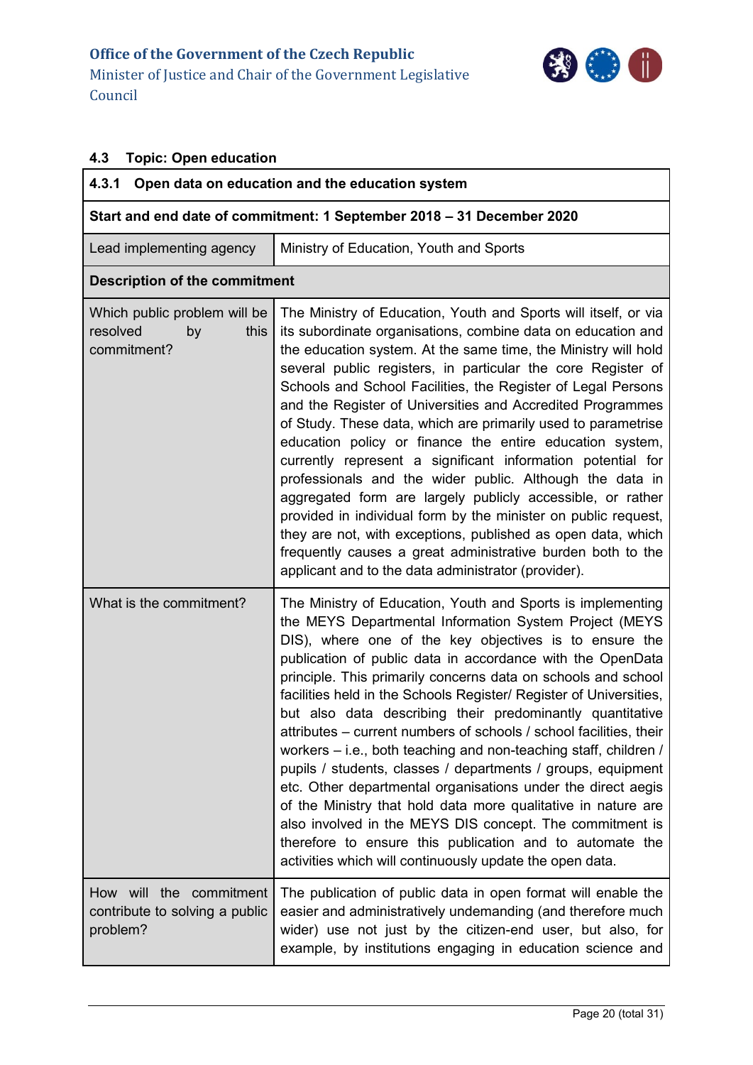### 4.3 Topic: Open education

| 4.3.1 Open data on education and the education system | |
|---|---|
| **Start and end date of commitment: 1 September 2018 – 31 December 2020** | |
| Lead implementing agency | Ministry of Education, Youth and Sports |
| **Description of the commitment** | |
| Which public problem will be resolved by this commitment? | The Ministry of Education, Youth and Sports will itself, or via its subordinate organisations, combine data on education and the education system. At the same time, the Ministry will hold several public registers, in particular the core Register of Schools and School Facilities, the Register of Legal Persons and the Register of Universities and Accredited Programmes of Study. These data, which are primarily used to parametrise education policy or finance the entire education system, currently represent a significant information potential for professionals and the wider public. Although the data in aggregated form are largely publicly accessible, or rather provided in individual form by the minister on public request, they are not, with exceptions, published as open data, which frequently causes a great administrative burden both to the applicant and to the data administrator (provider). |
| What is the commitment? | The Ministry of Education, Youth and Sports is implementing the MEYS Departmental Information System Project (MEYS DIS), where one of the key objectives is to ensure the publication of public data in accordance with the OpenData principle. This primarily concerns data on schools and school facilities held in the Schools Register/ Register of Universities, but also data describing their predominantly quantitative attributes – current numbers of schools / school facilities, their workers – i.e., both teaching and non-teaching staff, children / pupils / students, classes / departments / groups, equipment etc. Other departmental organisations under the direct aegis of the Ministry that hold data more qualitative in nature are also involved in the MEYS DIS concept. The commitment is therefore to ensure this publication and to automate the activities which will continuously update the open data. |
| How will the commitment contribute to solving a public problem? | The publication of public data in open format will enable the easier and administratively undemanding (and therefore much wider) use not just by the citizen-end user, but also, for example, by institutions engaging in education science and |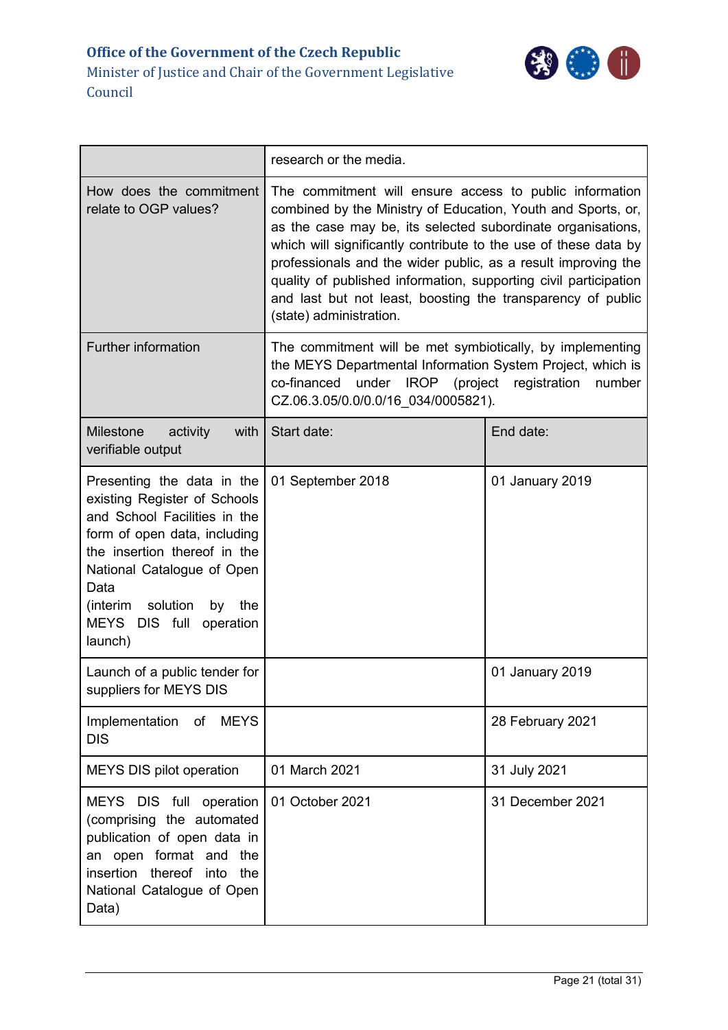| | | |
|---|---|---|
| | research or the media. | |
| How does the commitment relate to OGP values? | The commitment will ensure access to public information combined by the Ministry of Education, Youth and Sports, or, as the case may be, its selected subordinate organisations, which will significantly contribute to the use of these data by professionals and the wider public, as a result improving the quality of published information, supporting civil participation and last but not least, boosting the transparency of public (state) administration. | |
| Further information | The commitment will be met symbiotically, by implementing the MEYS Departmental Information System Project, which is co-financed under IROP (project registration number CZ.06.3.05/0.0/0.0/16_034/0005821). | |
| Milestone activity with verifiable output | Start date: | End date: |
| Presenting the data in the existing Register of Schools and School Facilities in the form of open data, including the insertion thereof in the National Catalogue of Open Data (interim solution by the MEYS DIS full operation launch) | 01 September 2018 | 01 January 2019 |
| Launch of a public tender for suppliers for MEYS DIS | | 01 January 2019 |
| Implementation of MEYS DIS | | 28 February 2021 |
| MEYS DIS pilot operation | 01 March 2021 | 31 July 2021 |
| MEYS DIS full operation (comprising the automated publication of open data in an open format and the insertion thereof into the National Catalogue of Open Data) | 01 October 2021 | 31 December 2021 |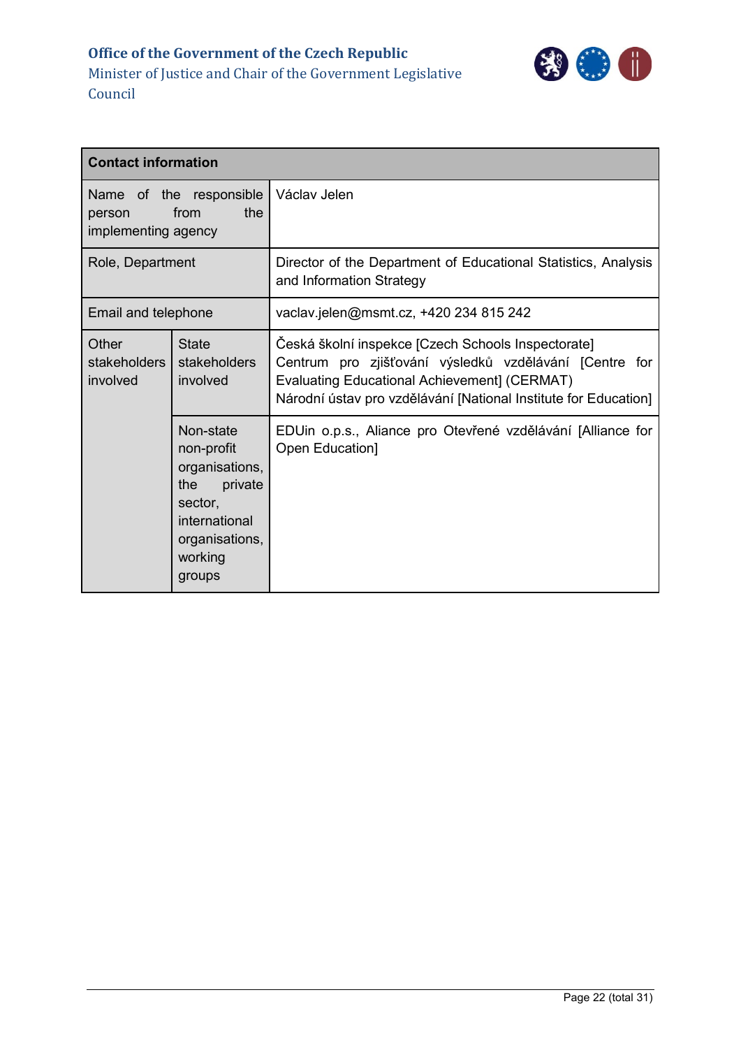| Contact information | | |
|---|---|---|
| Name of the responsible person from the implementing agency | | Václav Jelen |
| Role, Department | | Director of the Department of Educational Statistics, Analysis and Information Strategy |
| Email and telephone | | vaclav.jelen@msmt.cz, +420 234 815 242 |
| Other stakeholders involved | State stakeholders involved | Česká školní inspekce [Czech Schools Inspectorate]<br>Centrum pro zjišťování výsledků vzdělávání [Centre for Evaluating Educational Achievement] (CERMAT)<br>Národní ústav pro vzdělávání [National Institute for Education] |
| | Non-state non-profit organisations, the private sector, international organisations, working groups | EDUin o.p.s., Aliance pro Otevřené vzdělávání [Alliance for Open Education] |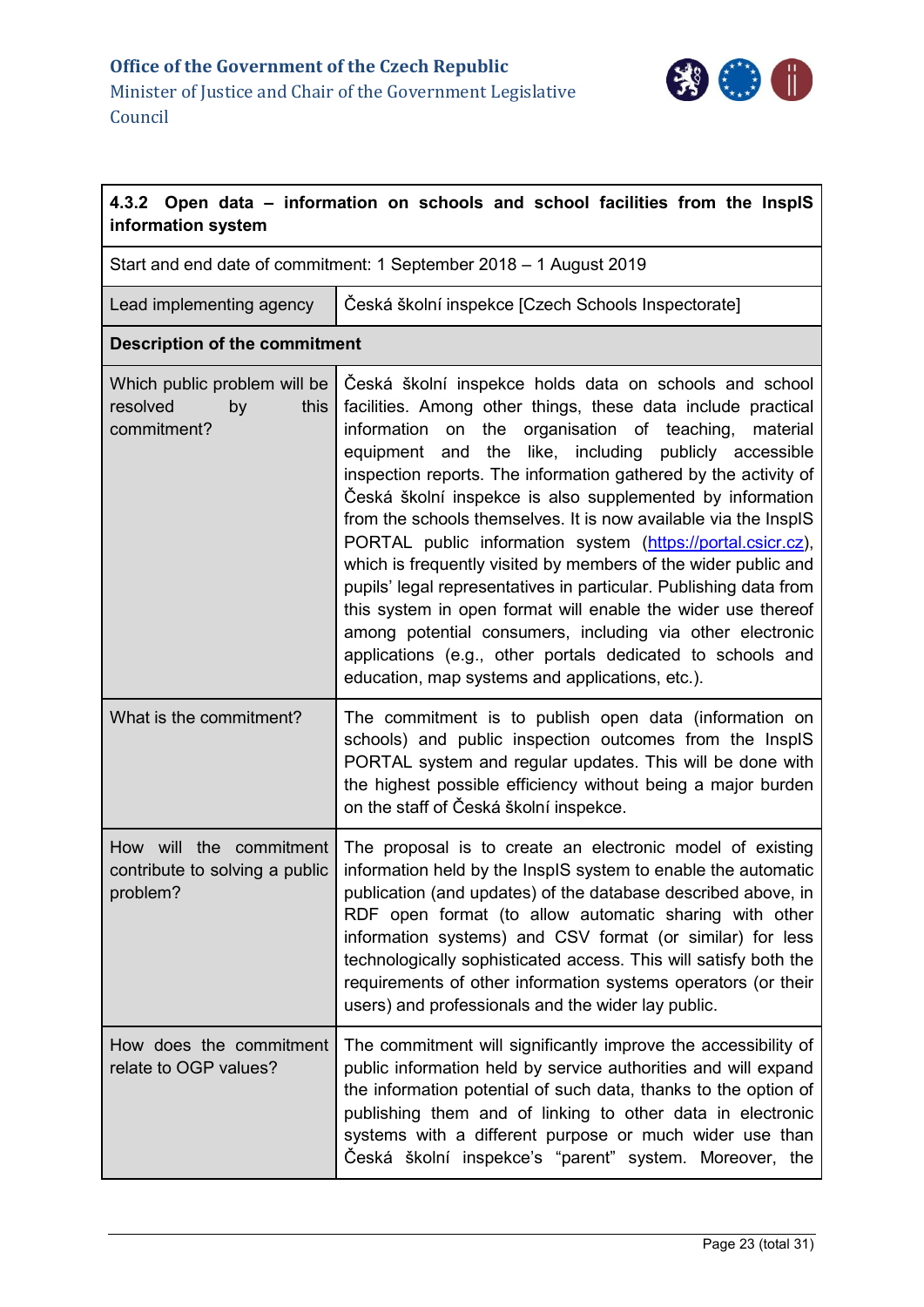| **4.3.2 Open data – information on schools and school facilities from the InspIS information system** | |
|---|---|
| Start and end date of commitment: 1 September 2018 – 1 August 2019 | |
| Lead implementing agency | Česká školní inspekce [Czech Schools Inspectorate] |
| **Description of the commitment** | |
| Which public problem will be resolved by this commitment? | Česká školní inspekce holds data on schools and school facilities. Among other things, these data include practical information on the organisation of teaching, material equipment and the like, including publicly accessible inspection reports. The information gathered by the activity of Česká školní inspekce is also supplemented by information from the schools themselves. It is now available via the InspIS PORTAL public information system (https://portal.csicr.cz), which is frequently visited by members of the wider public and pupils' legal representatives in particular. Publishing data from this system in open format will enable the wider use thereof among potential consumers, including via other electronic applications (e.g., other portals dedicated to schools and education, map systems and applications, etc.). |
| What is the commitment? | The commitment is to publish open data (information on schools) and public inspection outcomes from the InspIS PORTAL system and regular updates. This will be done with the highest possible efficiency without being a major burden on the staff of Česká školní inspekce. |
| How will the commitment contribute to solving a public problem? | The proposal is to create an electronic model of existing information held by the InspIS system to enable the automatic publication (and updates) of the database described above, in RDF open format (to allow automatic sharing with other information systems) and CSV format (or similar) for less technologically sophisticated access. This will satisfy both the requirements of other information systems operators (or their users) and professionals and the wider lay public. |
| How does the commitment relate to OGP values? | The commitment will significantly improve the accessibility of public information held by service authorities and will expand the information potential of such data, thanks to the option of publishing them and of linking to other data in electronic systems with a different purpose or much wider use than Česká školní inspekce's "parent" system. Moreover, the |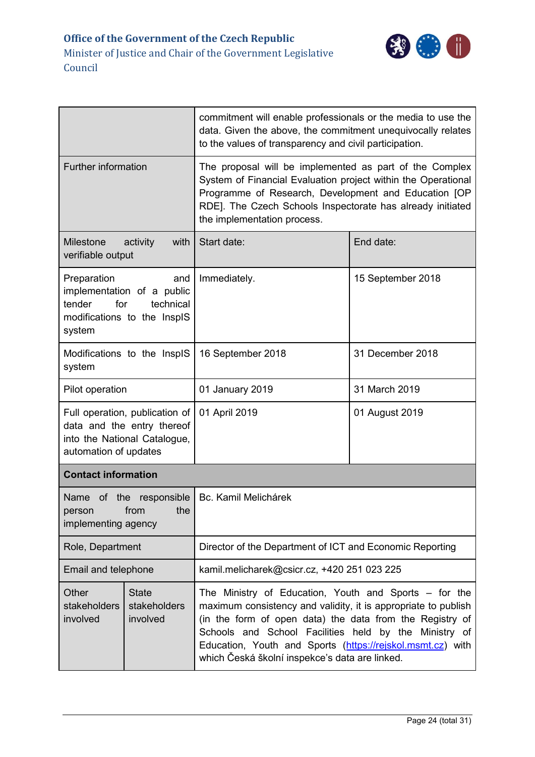| | | |
|---|---|---|
| | commitment will enable professionals or the media to use the data. Given the above, the commitment unequivocally relates to the values of transparency and civil participation. | |
| Further information | The proposal will be implemented as part of the Complex System of Financial Evaluation project within the Operational Programme of Research, Development and Education [OP RDE]. The Czech Schools Inspectorate has already initiated the implementation process. | |
| Milestone activity with verifiable output | Start date: | End date: |
| Preparation and implementation of a public tender for technical modifications to the InspIS system | Immediately. | 15 September 2018 |
| Modifications to the InspIS system | 16 September 2018 | 31 December 2018 |
| Pilot operation | 01 January 2019 | 31 March 2019 |
| Full operation, publication of data and the entry thereof into the National Catalogue, automation of updates | 01 April 2019 | 01 August 2019 |
| **Contact information** | | |
| Name of the responsible person from the implementing agency | Bc. Kamil Melichárek | |
| Role, Department | Director of the Department of ICT and Economic Reporting | |
| Email and telephone | kamil.melicharek@csicr.cz, +420 251 023 225 | |
| Other stakeholders involved — State stakeholders involved | The Ministry of Education, Youth and Sports – for the maximum consistency and validity, it is appropriate to publish (in the form of open data) the data from the Registry of Schools and School Facilities held by the Ministry of Education, Youth and Sports (https://rejskol.msmt.cz) with which Česká školní inspekce's data are linked. | |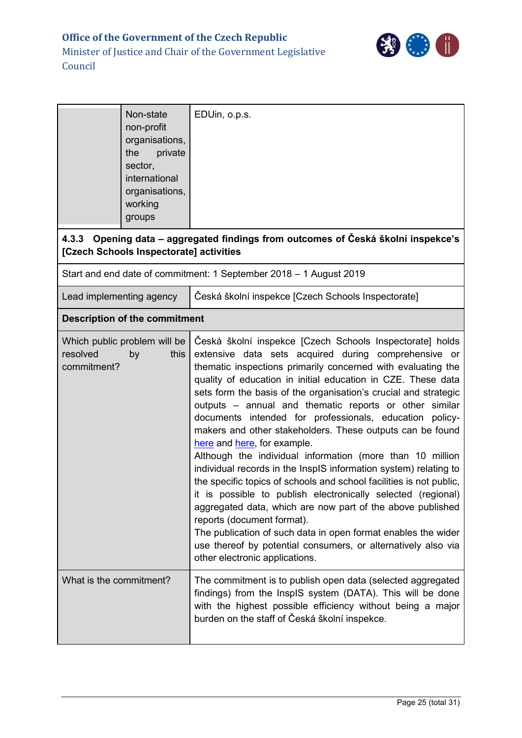| | Non-state non-profit organisations, the private sector, international organisations, working groups | EDUin, o.p.s. |
|---|---|---|

### 4.3.3 Opening data – aggregated findings from outcomes of Česká školní inspekce's [Czech Schools Inspectorate] activities

| Start and end date of commitment: 1 September 2018 – 1 August 2019 | |
|---|---|
| Lead implementing agency | Česká školní inspekce [Czech Schools Inspectorate] |
| **Description of the commitment** | |
| Which public problem will be resolved by this commitment? | Česká školní inspekce [Czech Schools Inspectorate] holds extensive data sets acquired during comprehensive or thematic inspections primarily concerned with evaluating the quality of education in initial education in CZE. These data sets form the basis of the organisation's crucial and strategic outputs – annual and thematic reports or other similar documents intended for professionals, education policy-makers and other stakeholders. These outputs can be found here and here, for example.<br>Although the individual information (more than 10 million individual records in the InspIS information system) relating to the specific topics of schools and school facilities is not public, it is possible to publish electronically selected (regional) aggregated data, which are now part of the above published reports (document format).<br>The publication of such data in open format enables the wider use thereof by potential consumers, or alternatively also via other electronic applications. |
| What is the commitment? | The commitment is to publish open data (selected aggregated findings) from the InspIS system (DATA). This will be done with the highest possible efficiency without being a major burden on the staff of Česká školní inspekce. |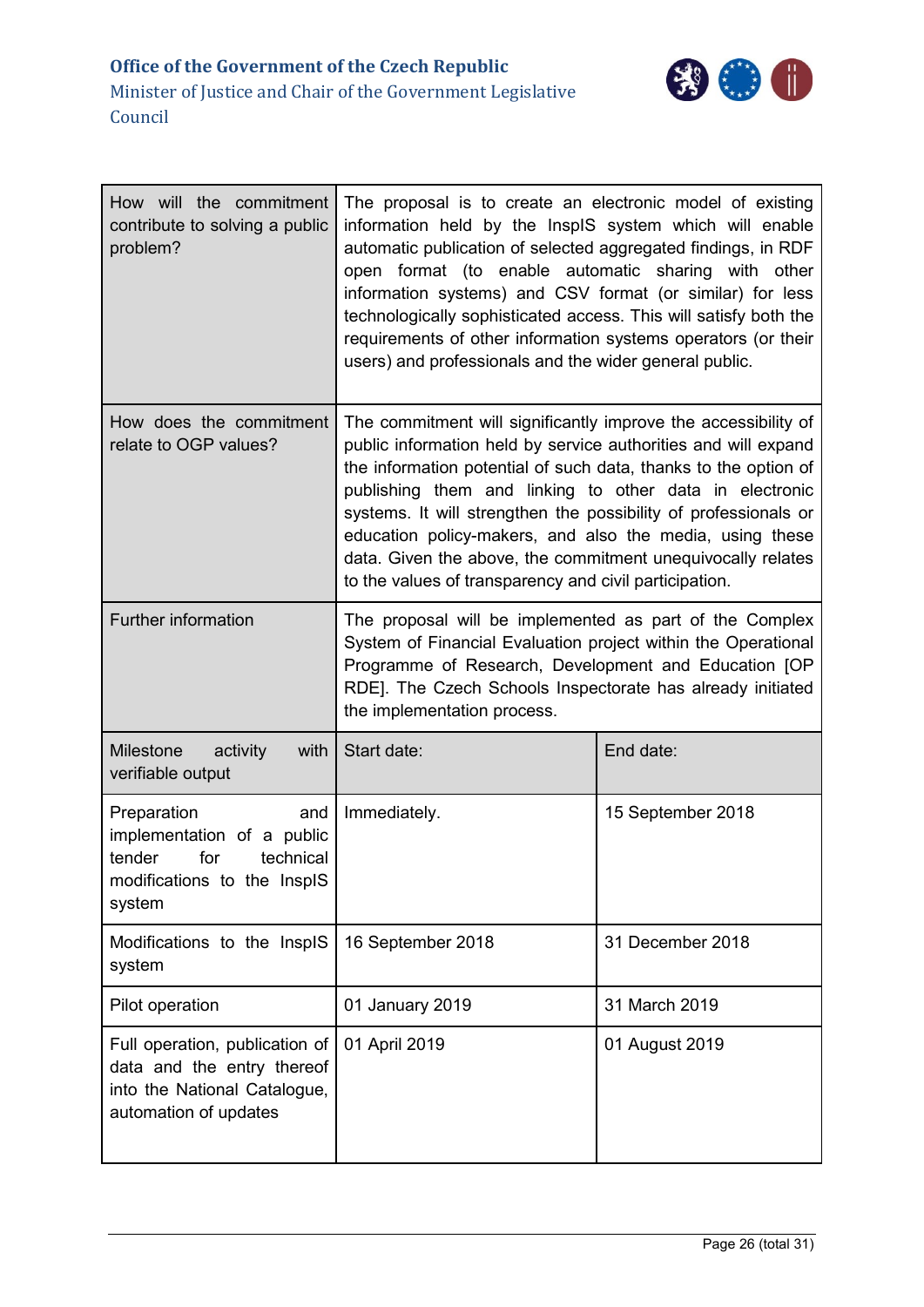| | | |
|---|---|---|
| How will the commitment contribute to solving a public problem? | The proposal is to create an electronic model of existing information held by the InspIS system which will enable automatic publication of selected aggregated findings, in RDF open format (to enable automatic sharing with other information systems) and CSV format (or similar) for less technologically sophisticated access. This will satisfy both the requirements of other information systems operators (or their users) and professionals and the wider general public. | |
| How does the commitment relate to OGP values? | The commitment will significantly improve the accessibility of public information held by service authorities and will expand the information potential of such data, thanks to the option of publishing them and linking to other data in electronic systems. It will strengthen the possibility of professionals or education policy-makers, and also the media, using these data. Given the above, the commitment unequivocally relates to the values of transparency and civil participation. | |
| Further information | The proposal will be implemented as part of the Complex System of Financial Evaluation project within the Operational Programme of Research, Development and Education [OP RDE]. The Czech Schools Inspectorate has already initiated the implementation process. | |
| Milestone activity with verifiable output | Start date: | End date: |
| Preparation and implementation of a public tender for technical modifications to the InspIS system | Immediately. | 15 September 2018 |
| Modifications to the InspIS system | 16 September 2018 | 31 December 2018 |
| Pilot operation | 01 January 2019 | 31 March 2019 |
| Full operation, publication of data and the entry thereof into the National Catalogue, automation of updates | 01 April 2019 | 01 August 2019 |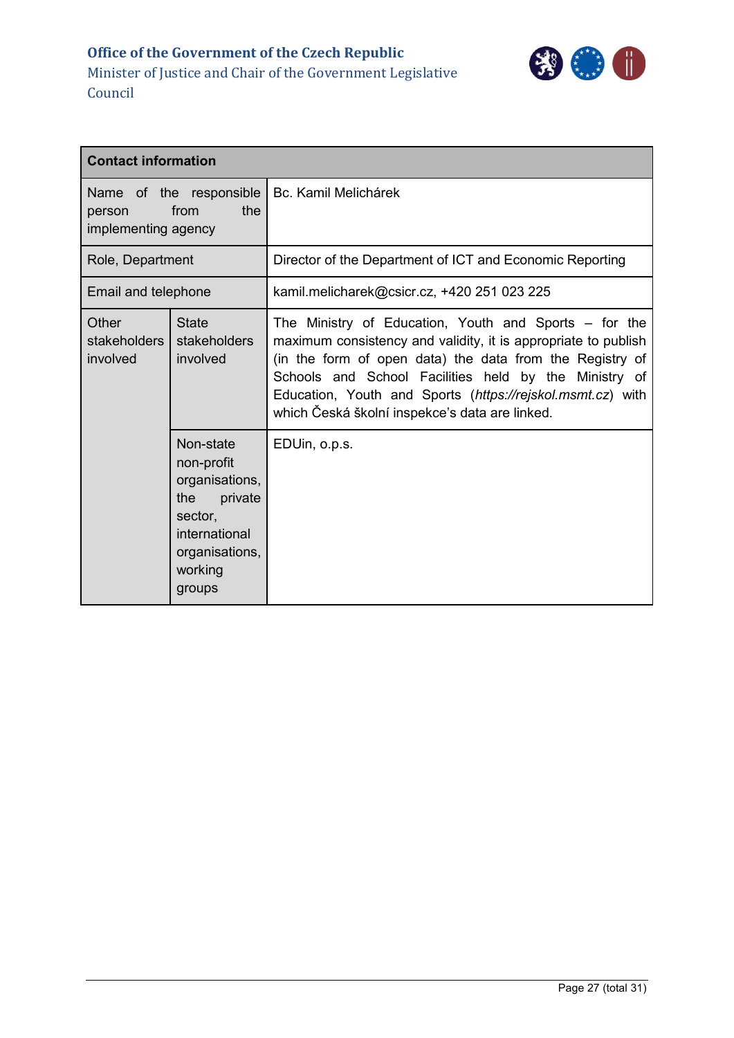| Contact information | | |
|---|---|---|
| Name of the responsible person from the implementing agency | | Bc. Kamil Melichárek |
| Role, Department | | Director of the Department of ICT and Economic Reporting |
| Email and telephone | | kamil.melicharek@csicr.cz, +420 251 023 225 |
| Other stakeholders involved | State stakeholders involved | The Ministry of Education, Youth and Sports – for the maximum consistency and validity, it is appropriate to publish (in the form of open data) the data from the Registry of Schools and School Facilities held by the Ministry of Education, Youth and Sports (*https://rejskol.msmt.cz*) with which Česká školní inspekce's data are linked. |
| | Non-state non-profit organisations, the private sector, international organisations, working groups | EDUin, o.p.s. |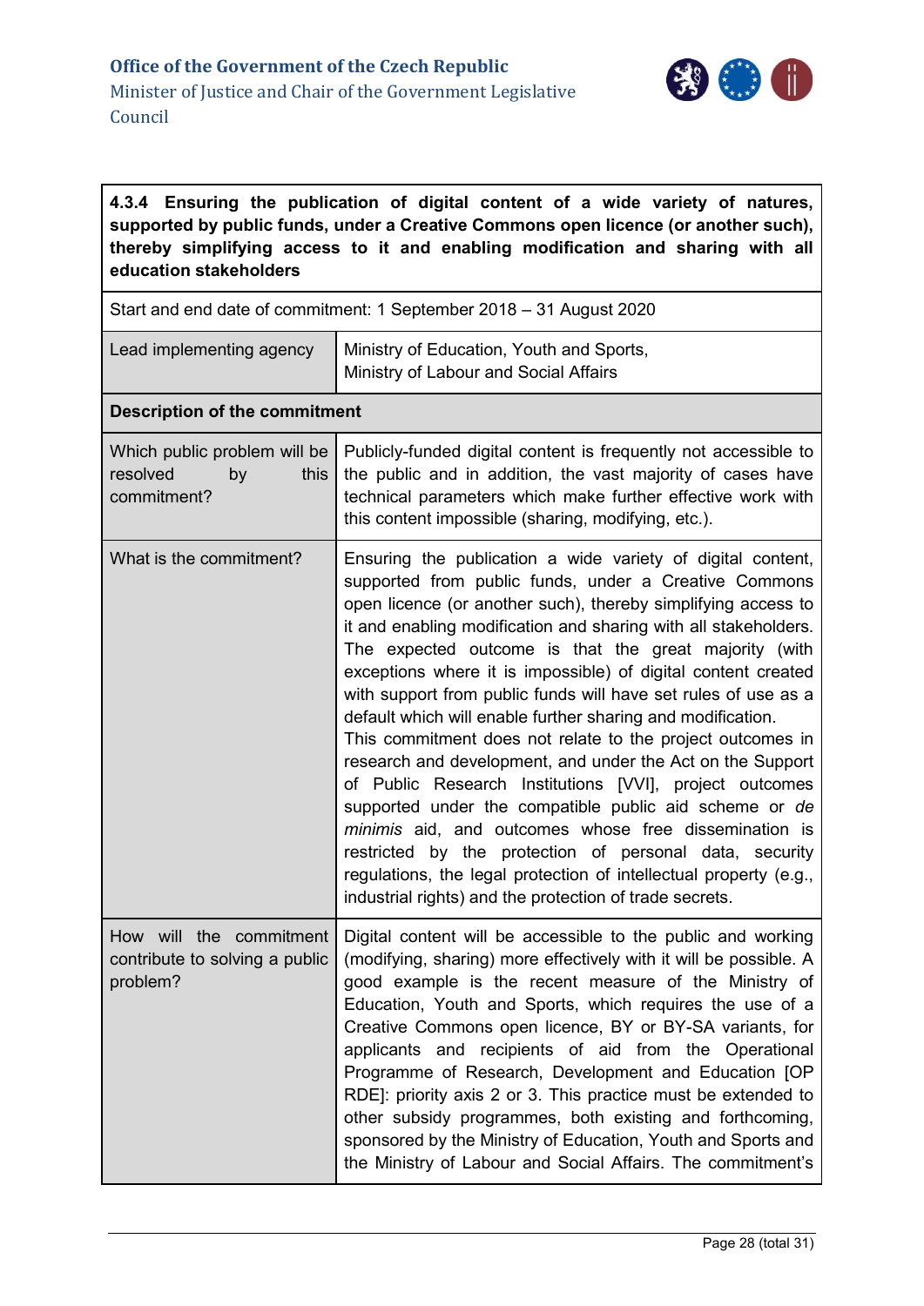| **4.3.4 Ensuring the publication of digital content of a wide variety of natures, supported by public funds, under a Creative Commons open licence (or another such), thereby simplifying access to it and enabling modification and sharing with all education stakeholders** | |
|---|---|
| Start and end date of commitment: 1 September 2018 – 31 August 2020 | |
| Lead implementing agency | Ministry of Education, Youth and Sports, Ministry of Labour and Social Affairs |
| **Description of the commitment** | |
| Which public problem will be resolved by this commitment? | Publicly-funded digital content is frequently not accessible to the public and in addition, the vast majority of cases have technical parameters which make further effective work with this content impossible (sharing, modifying, etc.). |
| What is the commitment? | Ensuring the publication a wide variety of digital content, supported from public funds, under a Creative Commons open licence (or another such), thereby simplifying access to it and enabling modification and sharing with all stakeholders. The expected outcome is that the great majority (with exceptions where it is impossible) of digital content created with support from public funds will have set rules of use as a default which will enable further sharing and modification.<br>This commitment does not relate to the project outcomes in research and development, and under the Act on the Support of Public Research Institutions [VVI], project outcomes supported under the compatible public aid scheme or *de minimis* aid, and outcomes whose free dissemination is restricted by the protection of personal data, security regulations, the legal protection of intellectual property (e.g., industrial rights) and the protection of trade secrets. |
| How will the commitment contribute to solving a public problem? | Digital content will be accessible to the public and working (modifying, sharing) more effectively with it will be possible. A good example is the recent measure of the Ministry of Education, Youth and Sports, which requires the use of a Creative Commons open licence, BY or BY-SA variants, for applicants and recipients of aid from the Operational Programme of Research, Development and Education [OP RDE]: priority axis 2 or 3. This practice must be extended to other subsidy programmes, both existing and forthcoming, sponsored by the Ministry of Education, Youth and Sports and the Ministry of Labour and Social Affairs. The commitment's |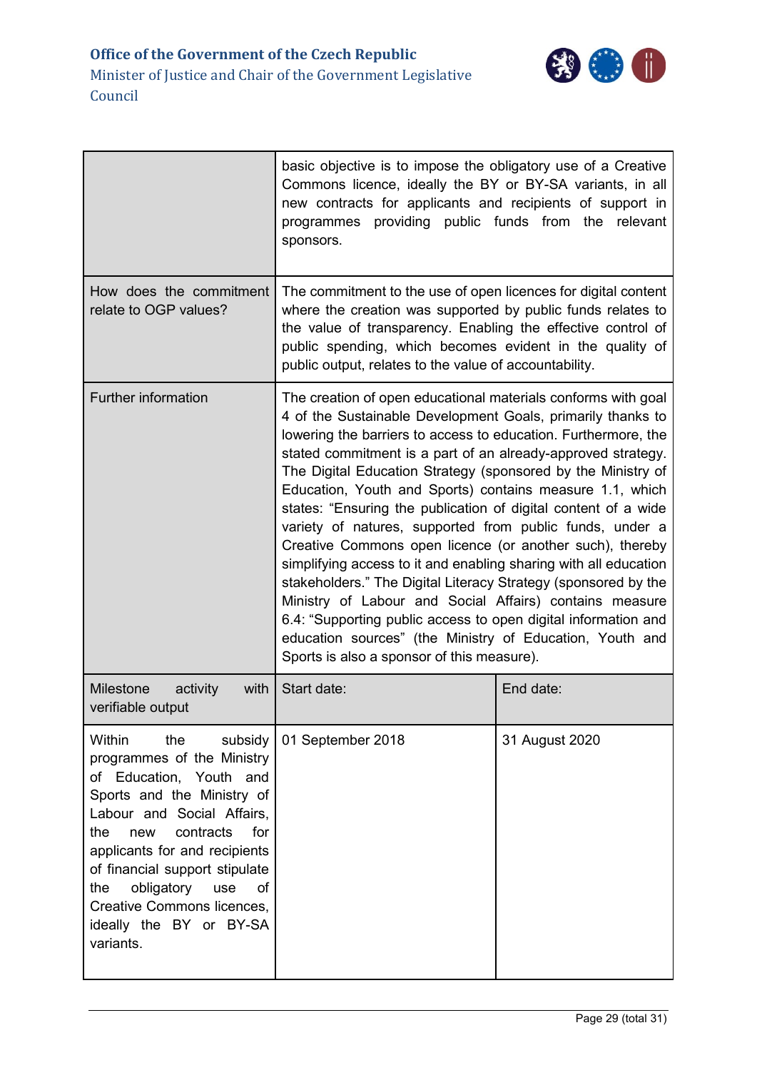| | | |
|---|---|---|
| | basic objective is to impose the obligatory use of a Creative Commons licence, ideally the BY or BY-SA variants, in all new contracts for applicants and recipients of support in programmes providing public funds from the relevant sponsors. | |
| How does the commitment relate to OGP values? | The commitment to the use of open licences for digital content where the creation was supported by public funds relates to the value of transparency. Enabling the effective control of public spending, which becomes evident in the quality of public output, relates to the value of accountability. | |
| Further information | The creation of open educational materials conforms with goal 4 of the Sustainable Development Goals, primarily thanks to lowering the barriers to access to education. Furthermore, the stated commitment is a part of an already-approved strategy. The Digital Education Strategy (sponsored by the Ministry of Education, Youth and Sports) contains measure 1.1, which states: "Ensuring the publication of digital content of a wide variety of natures, supported from public funds, under a Creative Commons open licence (or another such), thereby simplifying access to it and enabling sharing with all education stakeholders." The Digital Literacy Strategy (sponsored by the Ministry of Labour and Social Affairs) contains measure 6.4: "Supporting public access to open digital information and education sources" (the Ministry of Education, Youth and Sports is also a sponsor of this measure). | |
| Milestone activity with verifiable output | Start date: | End date: |
| Within the subsidy programmes of the Ministry of Education, Youth and Sports and the Ministry of Labour and Social Affairs, the new contracts for applicants for and recipients of financial support stipulate the obligatory use of Creative Commons licences, ideally the BY or BY-SA variants. | 01 September 2018 | 31 August 2020 |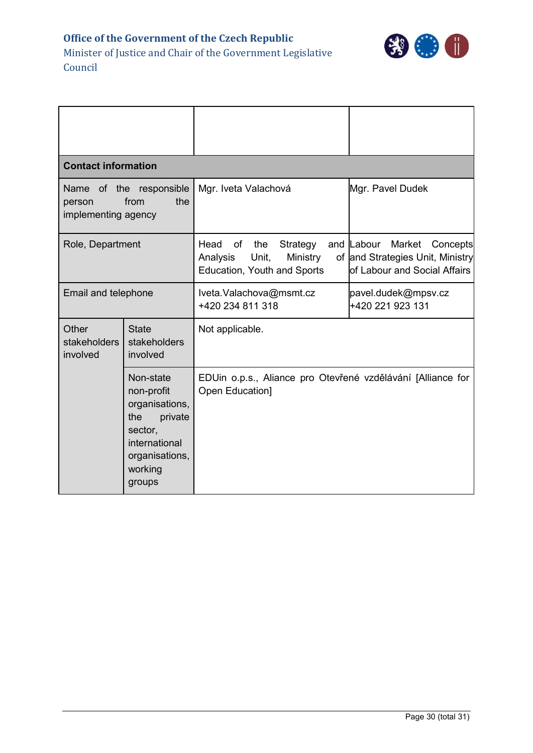| | | |
|---|---|---|
| | | |
| **Contact information** | | |
| Name of the responsible person from the implementing agency | Mgr. Iveta Valachová | Mgr. Pavel Dudek |
| Role, Department | Head of the Strategy and Analysis Unit, Ministry of Education, Youth and Sports | Labour Market Concepts and Strategies Unit, Ministry of Labour and Social Affairs |
| Email and telephone | Iveta.Valachova@msmt.cz<br>+420 234 811 318 | pavel.dudek@mpsv.cz<br>+420 221 923 131 |
| Other stakeholders involved – State stakeholders involved | Not applicable. | |
| Other stakeholders involved – Non-state non-profit organisations, the private sector, international organisations, working groups | EDUin o.p.s., Aliance pro Otevřené vzdělávání [Alliance for Open Education] | |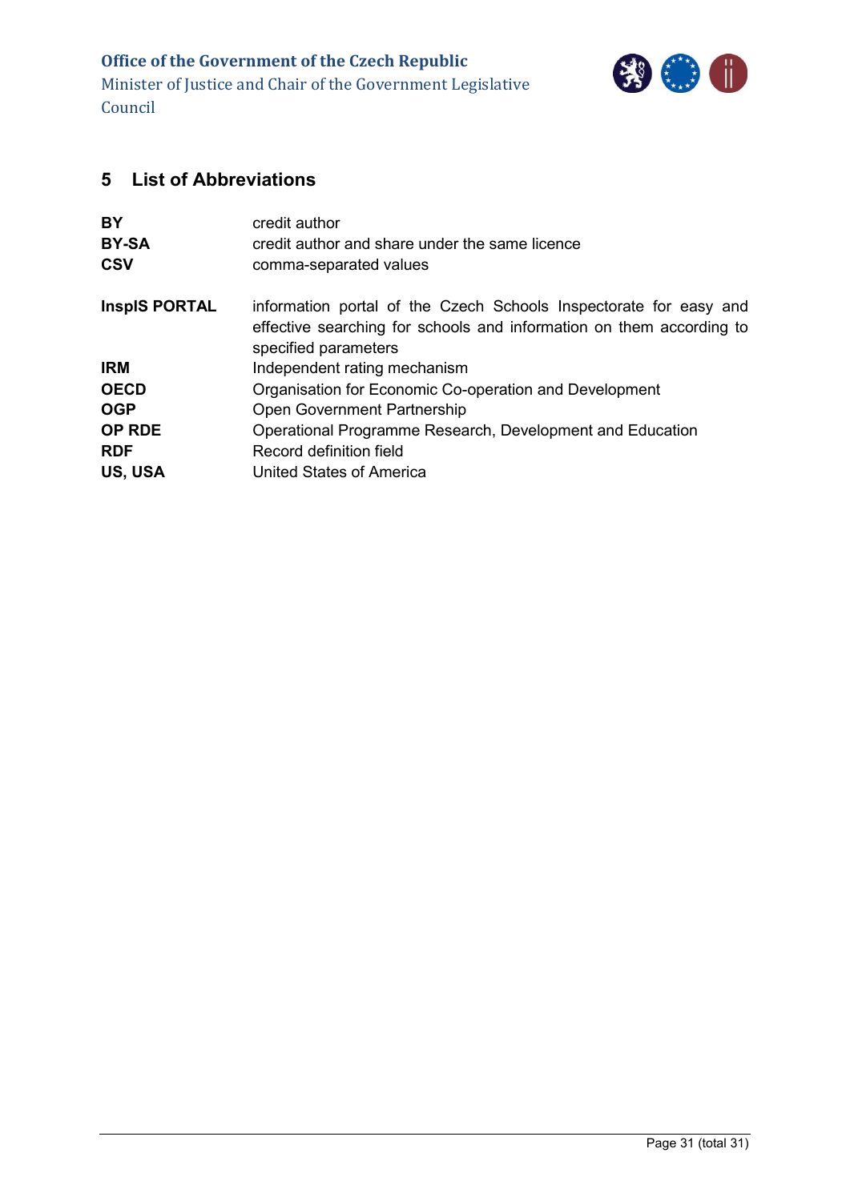# 5 List of Abbreviations

| | |
|---|---|
| **BY** | credit author |
| **BY-SA** | credit author and share under the same licence |
| **CSV** | comma-separated values |
| **InspIS PORTAL** | information portal of the Czech Schools Inspectorate for easy and effective searching for schools and information on them according to specified parameters |
| **IRM** | Independent rating mechanism |
| **OECD** | Organisation for Economic Co-operation and Development |
| **OGP** | Open Government Partnership |
| **OP RDE** | Operational Programme Research, Development and Education |
| **RDF** | Record definition field |
| **US, USA** | United States of America |